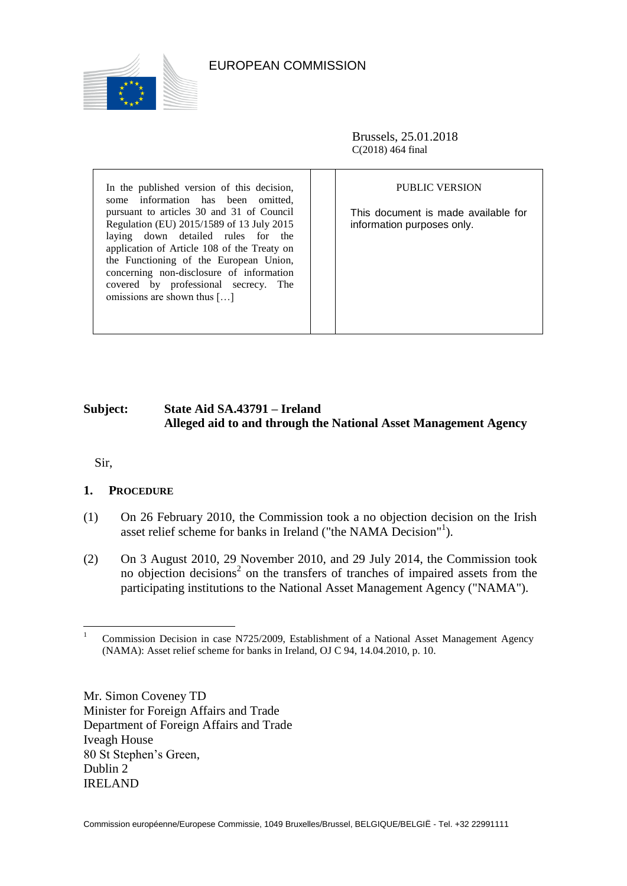EUROPEAN COMMISSION

Brussels, 25.01.2018
C(2018) 464 final

| In the published version of this decision, some information has been omitted, pursuant to articles 30 and 31 of Council Regulation (EU) 2015/1589 of 13 July 2015 laying down detailed rules for the application of Article 108 of the Treaty on the Functioning of the European Union, concerning non-disclosure of information covered by professional secrecy. The omissions are shown thus […] | | PUBLIC VERSION<br><br>This document is made available for information purposes only. |
|---|---|---|

**Subject: State Aid SA.43791 – Ireland**
**Alleged aid to and through the National Asset Management Agency**

Sir,

## 1. PROCEDURE

(1) On 26 February 2010, the Commission took a no objection decision on the Irish asset relief scheme for banks in Ireland ("the NAMA Decision"[1]).

(2) On 3 August 2010, 29 November 2010, and 29 July 2014, the Commission took no objection decisions[2] on the transfers of tranches of impaired assets from the participating institutions to the National Asset Management Agency ("NAMA").

---

[1] Commission Decision in case N725/2009, Establishment of a National Asset Management Agency (NAMA): Asset relief scheme for banks in Ireland, OJ C 94, 14.04.2010, p. 10.

Mr. Simon Coveney TD
Minister for Foreign Affairs and Trade
Department of Foreign Affairs and Trade
Iveagh House
80 St Stephen's Green,
Dublin 2
IRELAND

Commission européenne/Europese Commissie, 1049 Bruxelles/Brussel, BELGIQUE/BELGIË - Tel. +32 22991111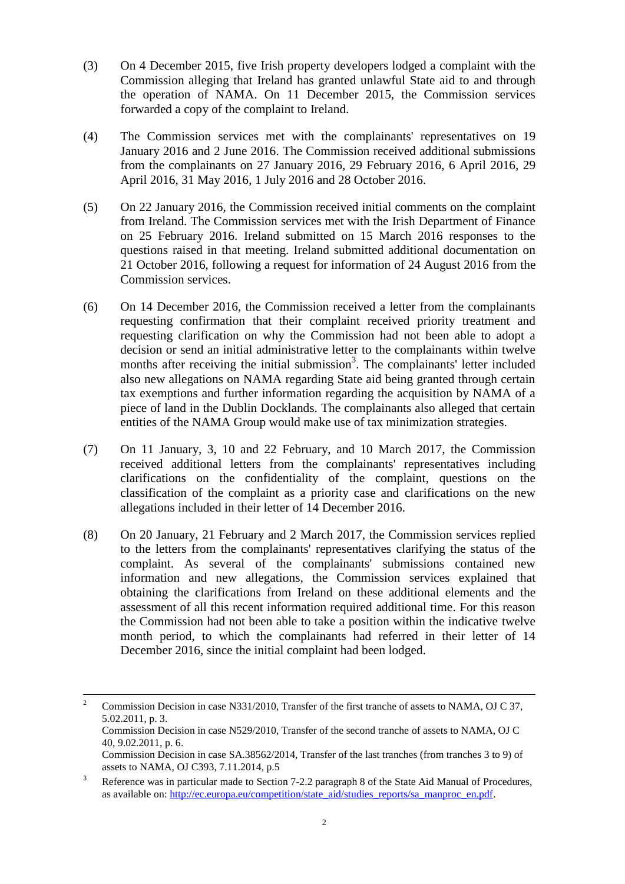(3) On 4 December 2015, five Irish property developers lodged a complaint with the Commission alleging that Ireland has granted unlawful State aid to and through the operation of NAMA. On 11 December 2015, the Commission services forwarded a copy of the complaint to Ireland.

(4) The Commission services met with the complainants' representatives on 19 January 2016 and 2 June 2016. The Commission received additional submissions from the complainants on 27 January 2016, 29 February 2016, 6 April 2016, 29 April 2016, 31 May 2016, 1 July 2016 and 28 October 2016.

(5) On 22 January 2016, the Commission received initial comments on the complaint from Ireland. The Commission services met with the Irish Department of Finance on 25 February 2016. Ireland submitted on 15 March 2016 responses to the questions raised in that meeting. Ireland submitted additional documentation on 21 October 2016, following a request for information of 24 August 2016 from the Commission services.

(6) On 14 December 2016, the Commission received a letter from the complainants requesting confirmation that their complaint received priority treatment and requesting clarification on why the Commission had not been able to adopt a decision or send an initial administrative letter to the complainants within twelve months after receiving the initial submission[3]. The complainants' letter included also new allegations on NAMA regarding State aid being granted through certain tax exemptions and further information regarding the acquisition by NAMA of a piece of land in the Dublin Docklands. The complainants also alleged that certain entities of the NAMA Group would make use of tax minimization strategies.

(7) On 11 January, 3, 10 and 22 February, and 10 March 2017, the Commission received additional letters from the complainants' representatives including clarifications on the confidentiality of the complaint, questions on the classification of the complaint as a priority case and clarifications on the new allegations included in their letter of 14 December 2016.

(8) On 20 January, 21 February and 2 March 2017, the Commission services replied to the letters from the complainants' representatives clarifying the status of the complaint. As several of the complainants' submissions contained new information and new allegations, the Commission services explained that obtaining the clarifications from Ireland on these additional elements and the assessment of all this recent information required additional time. For this reason the Commission had not been able to take a position within the indicative twelve month period, to which the complainants had referred in their letter of 14 December 2016, since the initial complaint had been lodged.

---

[2] Commission Decision in case N331/2010, Transfer of the first tranche of assets to NAMA, OJ C 37, 5.02.2011, p. 3.
Commission Decision in case N529/2010, Transfer of the second tranche of assets to NAMA, OJ C 40, 9.02.2011, p. 6.
Commission Decision in case SA.38562/2014, Transfer of the last tranches (from tranches 3 to 9) of assets to NAMA, OJ C393, 7.11.2014, p.5

[3] Reference was in particular made to Section 7-2.2 paragraph 8 of the State Aid Manual of Procedures, as available on: http://ec.europa.eu/competition/state_aid/studies_reports/sa_manproc_en.pdf.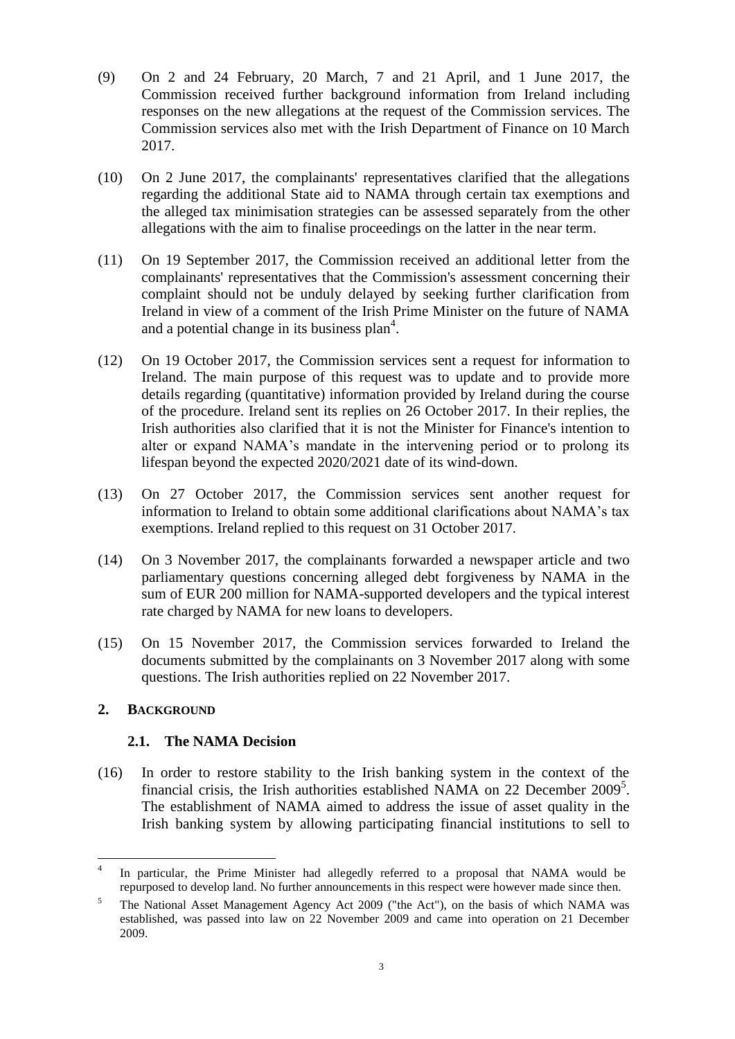(9) On 2 and 24 February, 20 March, 7 and 21 April, and 1 June 2017, the Commission received further background information from Ireland including responses on the new allegations at the request of the Commission services. The Commission services also met with the Irish Department of Finance on 10 March 2017.

(10) On 2 June 2017, the complainants' representatives clarified that the allegations regarding the additional State aid to NAMA through certain tax exemptions and the alleged tax minimisation strategies can be assessed separately from the other allegations with the aim to finalise proceedings on the latter in the near term.

(11) On 19 September 2017, the Commission received an additional letter from the complainants' representatives that the Commission's assessment concerning their complaint should not be unduly delayed by seeking further clarification from Ireland in view of a comment of the Irish Prime Minister on the future of NAMA and a potential change in its business plan[4].

(12) On 19 October 2017, the Commission services sent a request for information to Ireland. The main purpose of this request was to update and to provide more details regarding (quantitative) information provided by Ireland during the course of the procedure. Ireland sent its replies on 26 October 2017. In their replies, the Irish authorities also clarified that it is not the Minister for Finance's intention to alter or expand NAMA's mandate in the intervening period or to prolong its lifespan beyond the expected 2020/2021 date of its wind-down.

(13) On 27 October 2017, the Commission services sent another request for information to Ireland to obtain some additional clarifications about NAMA's tax exemptions. Ireland replied to this request on 31 October 2017.

(14) On 3 November 2017, the complainants forwarded a newspaper article and two parliamentary questions concerning alleged debt forgiveness by NAMA in the sum of EUR 200 million for NAMA-supported developers and the typical interest rate charged by NAMA for new loans to developers.

(15) On 15 November 2017, the Commission services forwarded to Ireland the documents submitted by the complainants on 3 November 2017 along with some questions. The Irish authorities replied on 22 November 2017.

## 2. BACKGROUND

### 2.1. The NAMA Decision

(16) In order to restore stability to the Irish banking system in the context of the financial crisis, the Irish authorities established NAMA on 22 December 2009[5]. The establishment of NAMA aimed to address the issue of asset quality in the Irish banking system by allowing participating financial institutions to sell to

---

[4] In particular, the Prime Minister had allegedly referred to a proposal that NAMA would be repurposed to develop land. No further announcements in this respect were however made since then.

[5] The National Asset Management Agency Act 2009 ("the Act"), on the basis of which NAMA was established, was passed into law on 22 November 2009 and came into operation on 21 December 2009.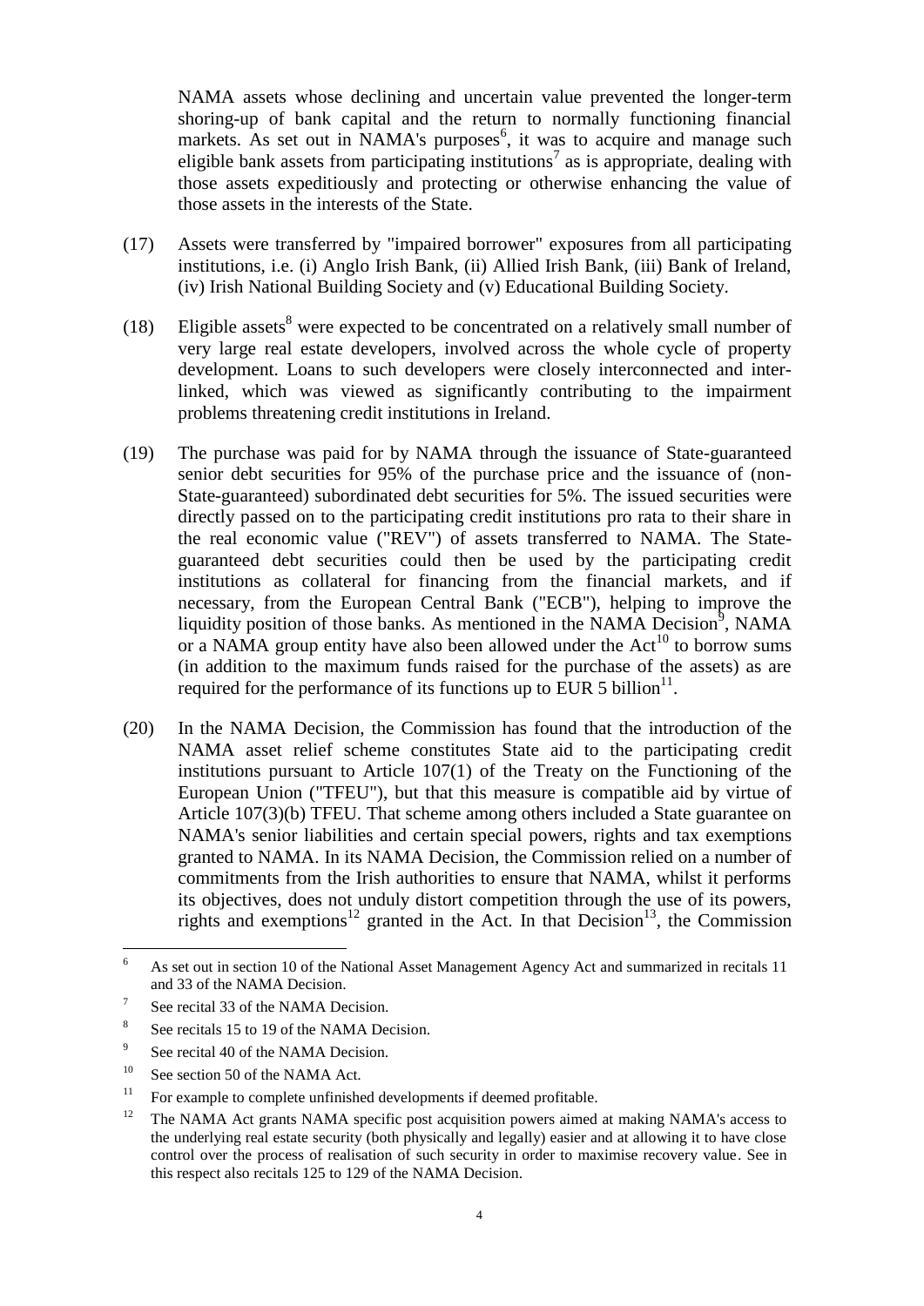NAMA assets whose declining and uncertain value prevented the longer-term shoring-up of bank capital and the return to normally functioning financial markets. As set out in NAMA's purposes[6], it was to acquire and manage such eligible bank assets from participating institutions[7] as is appropriate, dealing with those assets expeditiously and protecting or otherwise enhancing the value of those assets in the interests of the State.

(17) Assets were transferred by "impaired borrower" exposures from all participating institutions, i.e. (i) Anglo Irish Bank, (ii) Allied Irish Bank, (iii) Bank of Ireland, (iv) Irish National Building Society and (v) Educational Building Society.

(18) Eligible assets[8] were expected to be concentrated on a relatively small number of very large real estate developers, involved across the whole cycle of property development. Loans to such developers were closely interconnected and inter-linked, which was viewed as significantly contributing to the impairment problems threatening credit institutions in Ireland.

(19) The purchase was paid for by NAMA through the issuance of State-guaranteed senior debt securities for 95% of the purchase price and the issuance of (non-State-guaranteed) subordinated debt securities for 5%. The issued securities were directly passed on to the participating credit institutions pro rata to their share in the real economic value ("REV") of assets transferred to NAMA. The State-guaranteed debt securities could then be used by the participating credit institutions as collateral for financing from the financial markets, and if necessary, from the European Central Bank ("ECB"), helping to improve the liquidity position of those banks. As mentioned in the NAMA Decision[9], NAMA or a NAMA group entity have also been allowed under the Act[10] to borrow sums (in addition to the maximum funds raised for the purchase of the assets) as are required for the performance of its functions up to EUR 5 billion[11].

(20) In the NAMA Decision, the Commission has found that the introduction of the NAMA asset relief scheme constitutes State aid to the participating credit institutions pursuant to Article 107(1) of the Treaty on the Functioning of the European Union ("TFEU"), but that this measure is compatible aid by virtue of Article 107(3)(b) TFEU. That scheme among others included a State guarantee on NAMA's senior liabilities and certain special powers, rights and tax exemptions granted to NAMA. In its NAMA Decision, the Commission relied on a number of commitments from the Irish authorities to ensure that NAMA, whilst it performs its objectives, does not unduly distort competition through the use of its powers, rights and exemptions[12] granted in the Act. In that Decision[13], the Commission

---

[6] As set out in section 10 of the National Asset Management Agency Act and summarized in recitals 11 and 33 of the NAMA Decision.

[7] See recital 33 of the NAMA Decision.

[8] See recitals 15 to 19 of the NAMA Decision.

[9] See recital 40 of the NAMA Decision.

[10] See section 50 of the NAMA Act.

[11] For example to complete unfinished developments if deemed profitable.

[12] The NAMA Act grants NAMA specific post acquisition powers aimed at making NAMA's access to the underlying real estate security (both physically and legally) easier and at allowing it to have close control over the process of realisation of such security in order to maximise recovery value. See in this respect also recitals 125 to 129 of the NAMA Decision.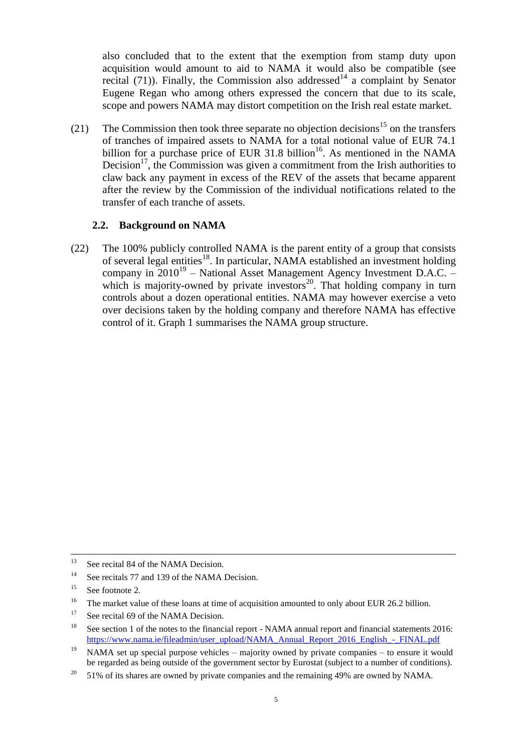also concluded that to the extent that the exemption from stamp duty upon acquisition would amount to aid to NAMA it would also be compatible (see recital (71)). Finally, the Commission also addressed[14] a complaint by Senator Eugene Regan who among others expressed the concern that due to its scale, scope and powers NAMA may distort competition on the Irish real estate market.

(21) The Commission then took three separate no objection decisions[15] on the transfers of tranches of impaired assets to NAMA for a total notional value of EUR 74.1 billion for a purchase price of EUR 31.8 billion[16]. As mentioned in the NAMA Decision[17], the Commission was given a commitment from the Irish authorities to claw back any payment in excess of the REV of the assets that became apparent after the review by the Commission of the individual notifications related to the transfer of each tranche of assets.

### 2.2. Background on NAMA

(22) The 100% publicly controlled NAMA is the parent entity of a group that consists of several legal entities[18]. In particular, NAMA established an investment holding company in 2010[19] – National Asset Management Agency Investment D.A.C. – which is majority-owned by private investors[20]. That holding company in turn controls about a dozen operational entities. NAMA may however exercise a veto over decisions taken by the holding company and therefore NAMA has effective control of it. Graph 1 summarises the NAMA group structure.

---

[13] See recital 84 of the NAMA Decision.

[14] See recitals 77 and 139 of the NAMA Decision.

[15] See footnote 2.

[16] The market value of these loans at time of acquisition amounted to only about EUR 26.2 billion.

[17] See recital 69 of the NAMA Decision.

[18] See section 1 of the notes to the financial report - NAMA annual report and financial statements 2016: https://www.nama.ie/fileadmin/user_upload/NAMA_Annual_Report_2016_English_-_FINAL.pdf

[19] NAMA set up special purpose vehicles – majority owned by private companies – to ensure it would be regarded as being outside of the government sector by Eurostat (subject to a number of conditions).

[20] 51% of its shares are owned by private companies and the remaining 49% are owned by NAMA.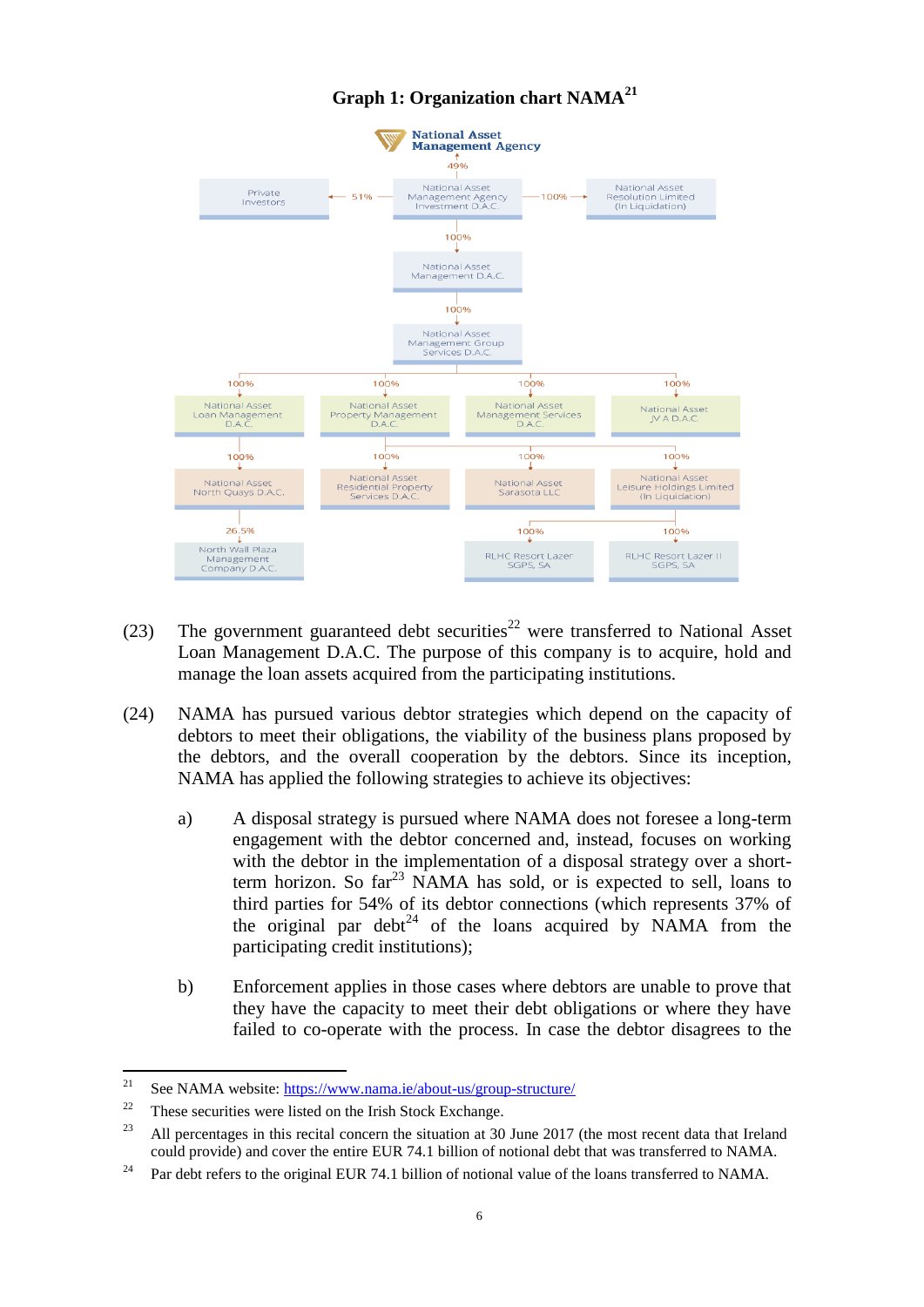**Graph 1: Organization chart NAMA[21]**

- National Asset Management Agency
  - 49% — National Asset Management Agency Investment D.A.C.
    - Private Investors — 51%
    - 100% — National Asset Resolution Limited (In Liquidation)
    - 100% — National Asset Management D.A.C.
      - 100% — National Asset Management Group Services D.A.C.
        - 100% — National Asset Loan Management D.A.C.
          - 100% — National Asset North Quays D.A.C.
            - 26.5% — North Wall Plaza Management Company D.A.C.
        - 100% — National Asset Property Management D.A.C.
          - 100% — National Asset Residential Property Services D.A.C.
          - 100% — National Asset Sarasota LLC
          - 100% — National Asset Leisure Holdings Limited (In Liquidation)
            - 100% — RLHC Resort Lazer SGPS, SA
            - 100% — RLHC Resort Lazer II SGPS, SA
        - 100% — National Asset Management Services D.A.C.
        - 100% — National Asset JV A D.A.C.

(23) The government guaranteed debt securities[22] were transferred to National Asset Loan Management D.A.C. The purpose of this company is to acquire, hold and manage the loan assets acquired from the participating institutions.

(24) NAMA has pursued various debtor strategies which depend on the capacity of debtors to meet their obligations, the viability of the business plans proposed by the debtors, and the overall cooperation by the debtors. Since its inception, NAMA has applied the following strategies to achieve its objectives:

a) A disposal strategy is pursued where NAMA does not foresee a long-term engagement with the debtor concerned and, instead, focuses on working with the debtor in the implementation of a disposal strategy over a short-term horizon. So far[23] NAMA has sold, or is expected to sell, loans to third parties for 54% of its debtor connections (which represents 37% of the original par debt[24] of the loans acquired by NAMA from the participating credit institutions);

b) Enforcement applies in those cases where debtors are unable to prove that they have the capacity to meet their debt obligations or where they have failed to co-operate with the process. In case the debtor disagrees to the

---

[21] See NAMA website: https://www.nama.ie/about-us/group-structure/

[22] These securities were listed on the Irish Stock Exchange.

[23] All percentages in this recital concern the situation at 30 June 2017 (the most recent data that Ireland could provide) and cover the entire EUR 74.1 billion of notional debt that was transferred to NAMA.

[24] Par debt refers to the original EUR 74.1 billion of notional value of the loans transferred to NAMA.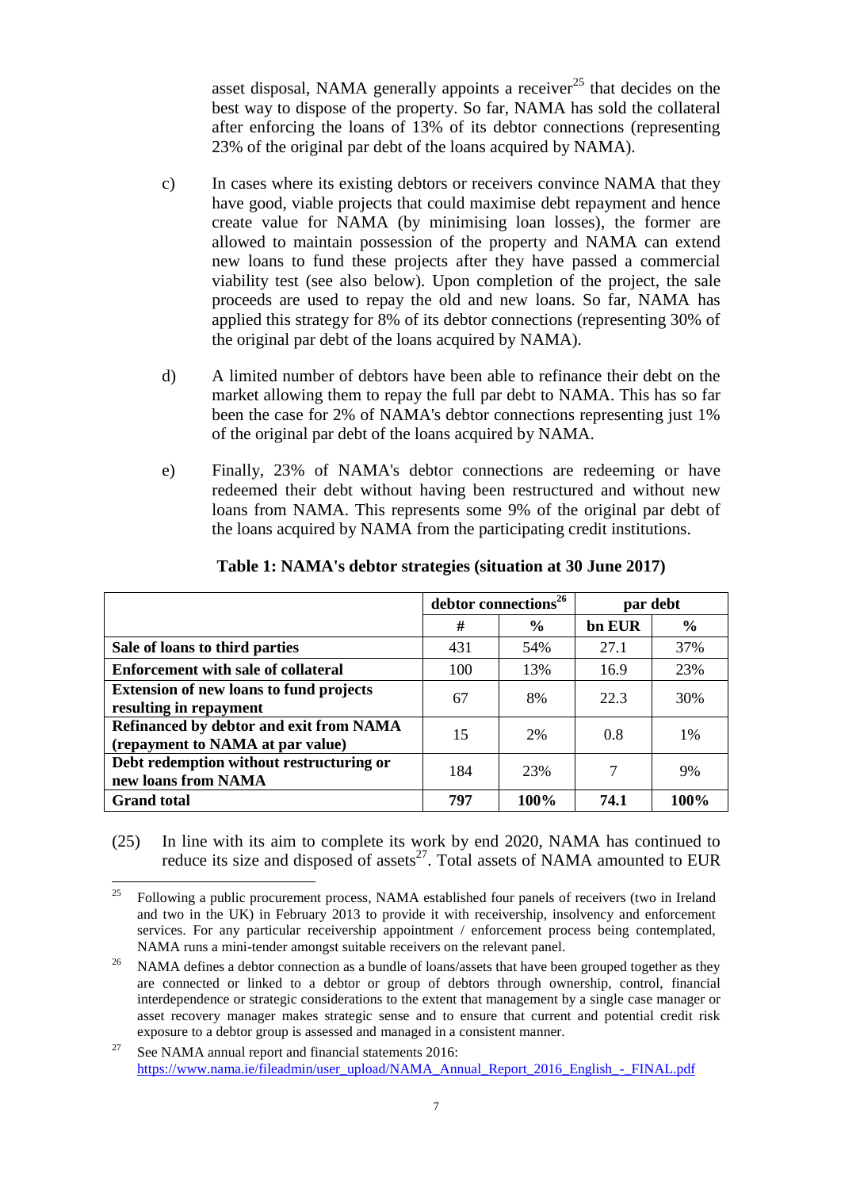asset disposal, NAMA generally appoints a receiver[25] that decides on the best way to dispose of the property. So far, NAMA has sold the collateral after enforcing the loans of 13% of its debtor connections (representing 23% of the original par debt of the loans acquired by NAMA).

c) In cases where its existing debtors or receivers convince NAMA that they have good, viable projects that could maximise debt repayment and hence create value for NAMA (by minimising loan losses), the former are allowed to maintain possession of the property and NAMA can extend new loans to fund these projects after they have passed a commercial viability test (see also below). Upon completion of the project, the sale proceeds are used to repay the old and new loans. So far, NAMA has applied this strategy for 8% of its debtor connections (representing 30% of the original par debt of the loans acquired by NAMA).

d) A limited number of debtors have been able to refinance their debt on the market allowing them to repay the full par debt to NAMA. This has so far been the case for 2% of NAMA's debtor connections representing just 1% of the original par debt of the loans acquired by NAMA.

e) Finally, 23% of NAMA's debtor connections are redeeming or have redeemed their debt without having been restructured and without new loans from NAMA. This represents some 9% of the original par debt of the loans acquired by NAMA from the participating credit institutions.

**Table 1: NAMA's debtor strategies (situation at 30 June 2017)**

| | debtor connections[26] | | par debt | |
|---|---|---|---|---|
| | **#** | **%** | **bn EUR** | **%** |
| **Sale of loans to third parties** | 431 | 54% | 27.1 | 37% |
| **Enforcement with sale of collateral** | 100 | 13% | 16.9 | 23% |
| **Extension of new loans to fund projects resulting in repayment** | 67 | 8% | 22.3 | 30% |
| **Refinanced by debtor and exit from NAMA (repayment to NAMA at par value)** | 15 | 2% | 0.8 | 1% |
| **Debt redemption without restructuring or new loans from NAMA** | 184 | 23% | 7 | 9% |
| **Grand total** | **797** | **100%** | **74.1** | **100%** |

(25) In line with its aim to complete its work by end 2020, NAMA has continued to reduce its size and disposed of assets[27]. Total assets of NAMA amounted to EUR

[25] Following a public procurement process, NAMA established four panels of receivers (two in Ireland and two in the UK) in February 2013 to provide it with receivership, insolvency and enforcement services. For any particular receivership appointment / enforcement process being contemplated, NAMA runs a mini-tender amongst suitable receivers on the relevant panel.

[26] NAMA defines a debtor connection as a bundle of loans/assets that have been grouped together as they are connected or linked to a debtor or group of debtors through ownership, control, financial interdependence or strategic considerations to the extent that management by a single case manager or asset recovery manager makes strategic sense and to ensure that current and potential credit risk exposure to a debtor group is assessed and managed in a consistent manner.

[27] See NAMA annual report and financial statements 2016: https://www.nama.ie/fileadmin/user_upload/NAMA_Annual_Report_2016_English_-_FINAL.pdf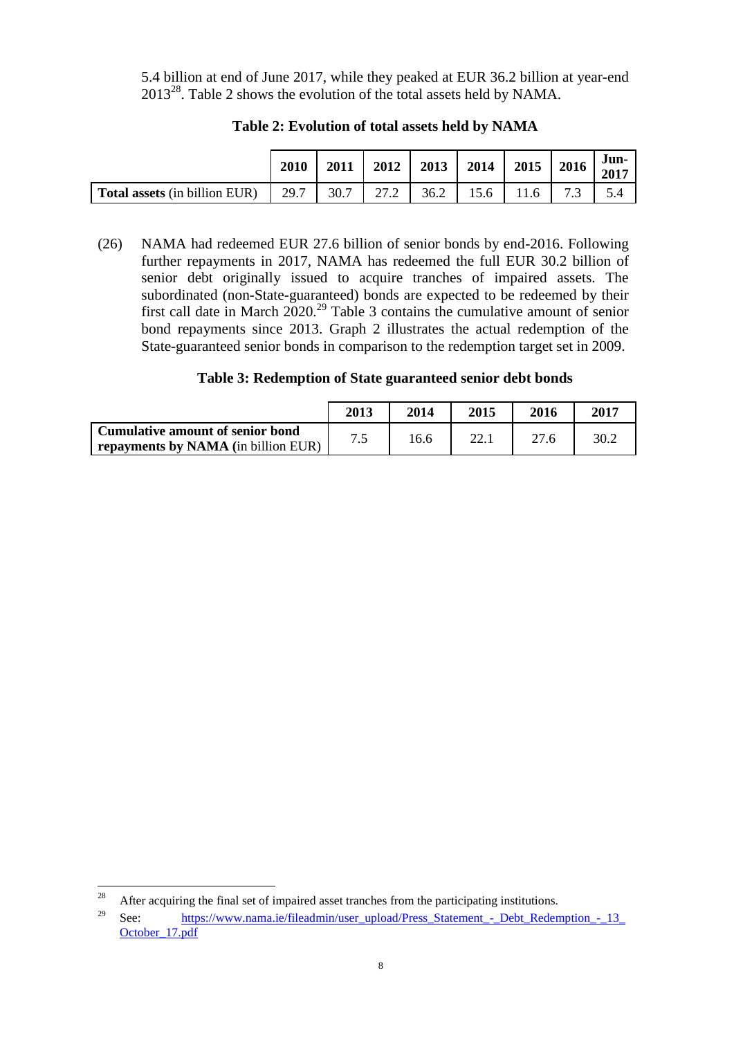5.4 billion at end of June 2017, while they peaked at EUR 36.2 billion at year-end 2013[28]. Table 2 shows the evolution of the total assets held by NAMA.

**Table 2: Evolution of total assets held by NAMA**

| | 2010 | 2011 | 2012 | 2013 | 2014 | 2015 | 2016 | Jun-2017 |
|---|---|---|---|---|---|---|---|---|
| **Total assets** (in billion EUR) | 29.7 | 30.7 | 27.2 | 36.2 | 15.6 | 11.6 | 7.3 | 5.4 |

(26) NAMA had redeemed EUR 27.6 billion of senior bonds by end-2016. Following further repayments in 2017, NAMA has redeemed the full EUR 30.2 billion of senior debt originally issued to acquire tranches of impaired assets. The subordinated (non-State-guaranteed) bonds are expected to be redeemed by their first call date in March 2020.[29] Table 3 contains the cumulative amount of senior bond repayments since 2013. Graph 2 illustrates the actual redemption of the State-guaranteed senior bonds in comparison to the redemption target set in 2009.

**Table 3: Redemption of State guaranteed senior debt bonds**

| | 2013 | 2014 | 2015 | 2016 | 2017 |
|---|---|---|---|---|---|
| **Cumulative amount of senior bond repayments by NAMA** (in billion EUR) | 7.5 | 16.6 | 22.1 | 27.6 | 30.2 |

[28] After acquiring the final set of impaired asset tranches from the participating institutions.

[29] See: https://www.nama.ie/fileadmin/user_upload/Press_Statement_-_Debt_Redemption_-_13_October_17.pdf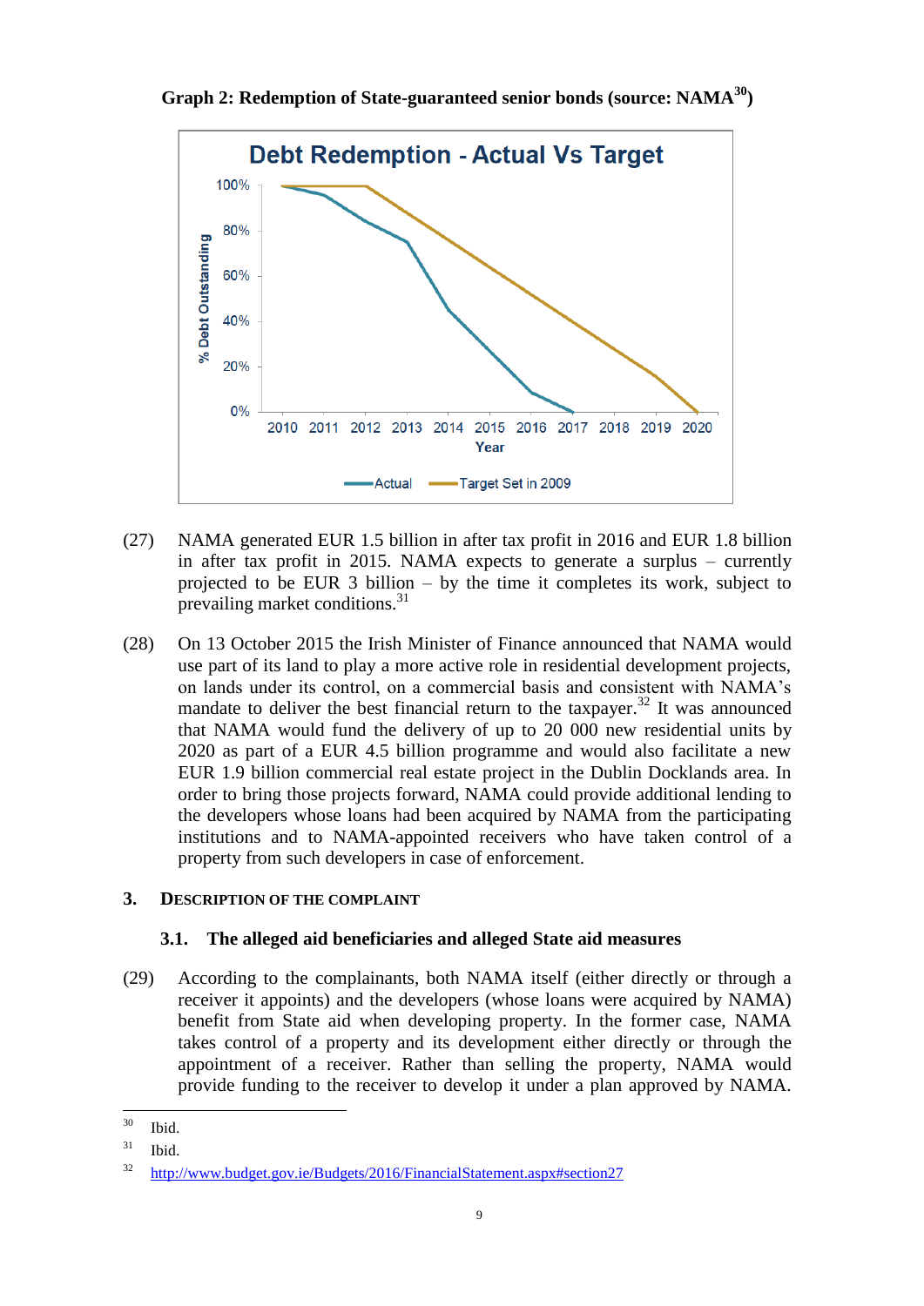**Graph 2: Redemption of State-guaranteed senior bonds (source: NAMA[30])**

(27) NAMA generated EUR 1.5 billion in after tax profit in 2016 and EUR 1.8 billion in after tax profit in 2015. NAMA expects to generate a surplus – currently projected to be EUR 3 billion – by the time it completes its work, subject to prevailing market conditions.[31]

(28) On 13 October 2015 the Irish Minister of Finance announced that NAMA would use part of its land to play a more active role in residential development projects, on lands under its control, on a commercial basis and consistent with NAMA's mandate to deliver the best financial return to the taxpayer.[32] It was announced that NAMA would fund the delivery of up to 20 000 new residential units by 2020 as part of a EUR 4.5 billion programme and would also facilitate a new EUR 1.9 billion commercial real estate project in the Dublin Docklands area. In order to bring those projects forward, NAMA could provide additional lending to the developers whose loans had been acquired by NAMA from the participating institutions and to NAMA-appointed receivers who have taken control of a property from such developers in case of enforcement.

## 3. DESCRIPTION OF THE COMPLAINT

### 3.1. The alleged aid beneficiaries and alleged State aid measures

(29) According to the complainants, both NAMA itself (either directly or through a receiver it appoints) and the developers (whose loans were acquired by NAMA) benefit from State aid when developing property. In the former case, NAMA takes control of a property and its development either directly or through the appointment of a receiver. Rather than selling the property, NAMA would provide funding to the receiver to develop it under a plan approved by NAMA.

---

[30] Ibid.

[31] Ibid.

[32] http://www.budget.gov.ie/Budgets/2016/FinancialStatement.aspx#section27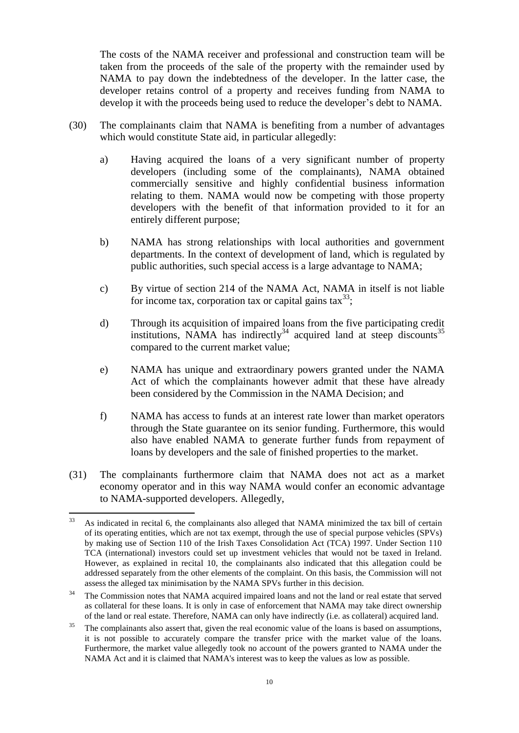The costs of the NAMA receiver and professional and construction team will be taken from the proceeds of the sale of the property with the remainder used by NAMA to pay down the indebtedness of the developer. In the latter case, the developer retains control of a property and receives funding from NAMA to develop it with the proceeds being used to reduce the developer's debt to NAMA.

(30) The complainants claim that NAMA is benefiting from a number of advantages which would constitute State aid, in particular allegedly:

a) Having acquired the loans of a very significant number of property developers (including some of the complainants), NAMA obtained commercially sensitive and highly confidential business information relating to them. NAMA would now be competing with those property developers with the benefit of that information provided to it for an entirely different purpose;

b) NAMA has strong relationships with local authorities and government departments. In the context of development of land, which is regulated by public authorities, such special access is a large advantage to NAMA;

c) By virtue of section 214 of the NAMA Act, NAMA in itself is not liable for income tax, corporation tax or capital gains tax[33];

d) Through its acquisition of impaired loans from the five participating credit institutions, NAMA has indirectly[34] acquired land at steep discounts[35] compared to the current market value;

e) NAMA has unique and extraordinary powers granted under the NAMA Act of which the complainants however admit that these have already been considered by the Commission in the NAMA Decision; and

f) NAMA has access to funds at an interest rate lower than market operators through the State guarantee on its senior funding. Furthermore, this would also have enabled NAMA to generate further funds from repayment of loans by developers and the sale of finished properties to the market.

(31) The complainants furthermore claim that NAMA does not act as a market economy operator and in this way NAMA would confer an economic advantage to NAMA-supported developers. Allegedly,

---

[33] As indicated in recital 6, the complainants also alleged that NAMA minimized the tax bill of certain of its operating entities, which are not tax exempt, through the use of special purpose vehicles (SPVs) by making use of Section 110 of the Irish Taxes Consolidation Act (TCA) 1997. Under Section 110 TCA (international) investors could set up investment vehicles that would not be taxed in Ireland. However, as explained in recital 10, the complainants also indicated that this allegation could be addressed separately from the other elements of the complaint. On this basis, the Commission will not assess the alleged tax minimisation by the NAMA SPVs further in this decision.

[34] The Commission notes that NAMA acquired impaired loans and not the land or real estate that served as collateral for these loans. It is only in case of enforcement that NAMA may take direct ownership of the land or real estate. Therefore, NAMA can only have indirectly (i.e. as collateral) acquired land.

[35] The complainants also assert that, given the real economic value of the loans is based on assumptions, it is not possible to accurately compare the transfer price with the market value of the loans. Furthermore, the market value allegedly took no account of the powers granted to NAMA under the NAMA Act and it is claimed that NAMA's interest was to keep the values as low as possible.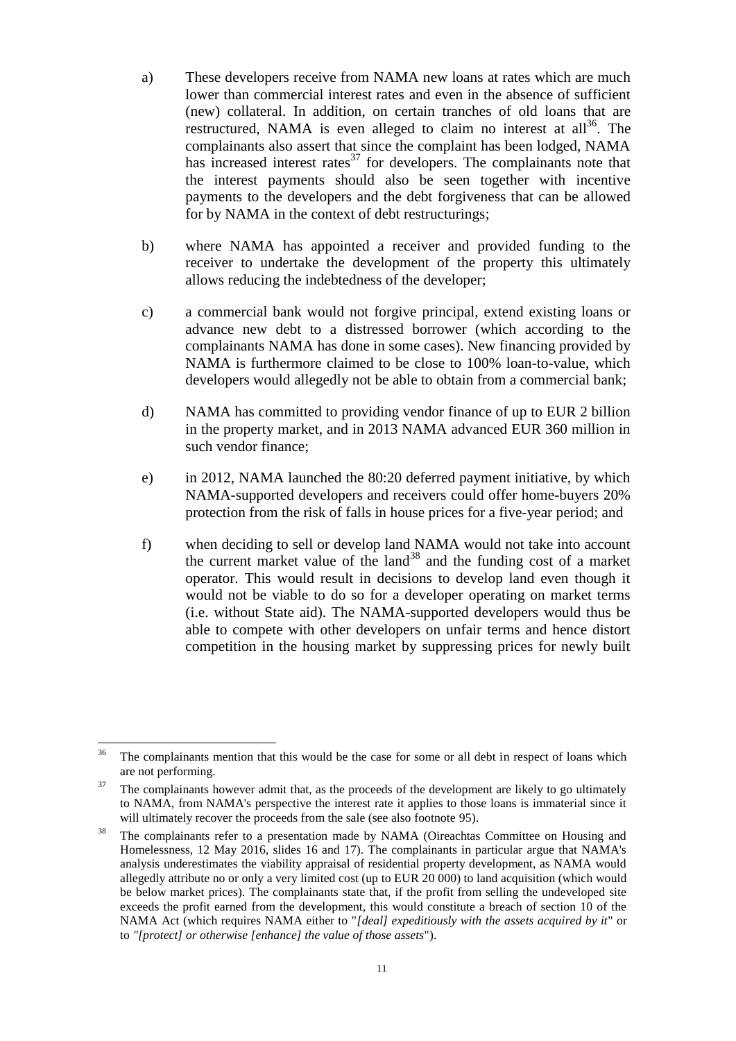a) These developers receive from NAMA new loans at rates which are much lower than commercial interest rates and even in the absence of sufficient (new) collateral. In addition, on certain tranches of old loans that are restructured, NAMA is even alleged to claim no interest at all[36]. The complainants also assert that since the complaint has been lodged, NAMA has increased interest rates[37] for developers. The complainants note that the interest payments should also be seen together with incentive payments to the developers and the debt forgiveness that can be allowed for by NAMA in the context of debt restructurings;

b) where NAMA has appointed a receiver and provided funding to the receiver to undertake the development of the property this ultimately allows reducing the indebtedness of the developer;

c) a commercial bank would not forgive principal, extend existing loans or advance new debt to a distressed borrower (which according to the complainants NAMA has done in some cases). New financing provided by NAMA is furthermore claimed to be close to 100% loan-to-value, which developers would allegedly not be able to obtain from a commercial bank;

d) NAMA has committed to providing vendor finance of up to EUR 2 billion in the property market, and in 2013 NAMA advanced EUR 360 million in such vendor finance;

e) in 2012, NAMA launched the 80:20 deferred payment initiative, by which NAMA-supported developers and receivers could offer home-buyers 20% protection from the risk of falls in house prices for a five-year period; and

f) when deciding to sell or develop land NAMA would not take into account the current market value of the land[38] and the funding cost of a market operator. This would result in decisions to develop land even though it would not be viable to do so for a developer operating on market terms (i.e. without State aid). The NAMA-supported developers would thus be able to compete with other developers on unfair terms and hence distort competition in the housing market by suppressing prices for newly built

---

[36] The complainants mention that this would be the case for some or all debt in respect of loans which are not performing.

[37] The complainants however admit that, as the proceeds of the development are likely to go ultimately to NAMA, from NAMA's perspective the interest rate it applies to those loans is immaterial since it will ultimately recover the proceeds from the sale (see also footnote 95).

[38] The complainants refer to a presentation made by NAMA (Oireachtas Committee on Housing and Homelessness, 12 May 2016, slides 16 and 17). The complainants in particular argue that NAMA's analysis underestimates the viability appraisal of residential property development, as NAMA would allegedly attribute no or only a very limited cost (up to EUR 20 000) to land acquisition (which would be below market prices). The complainants state that, if the profit from selling the undeveloped site exceeds the profit earned from the development, this would constitute a breach of section 10 of the NAMA Act (which requires NAMA either to "*[deal] expeditiously with the assets acquired by it*" or to "*[protect] or otherwise [enhance] the value of those assets*").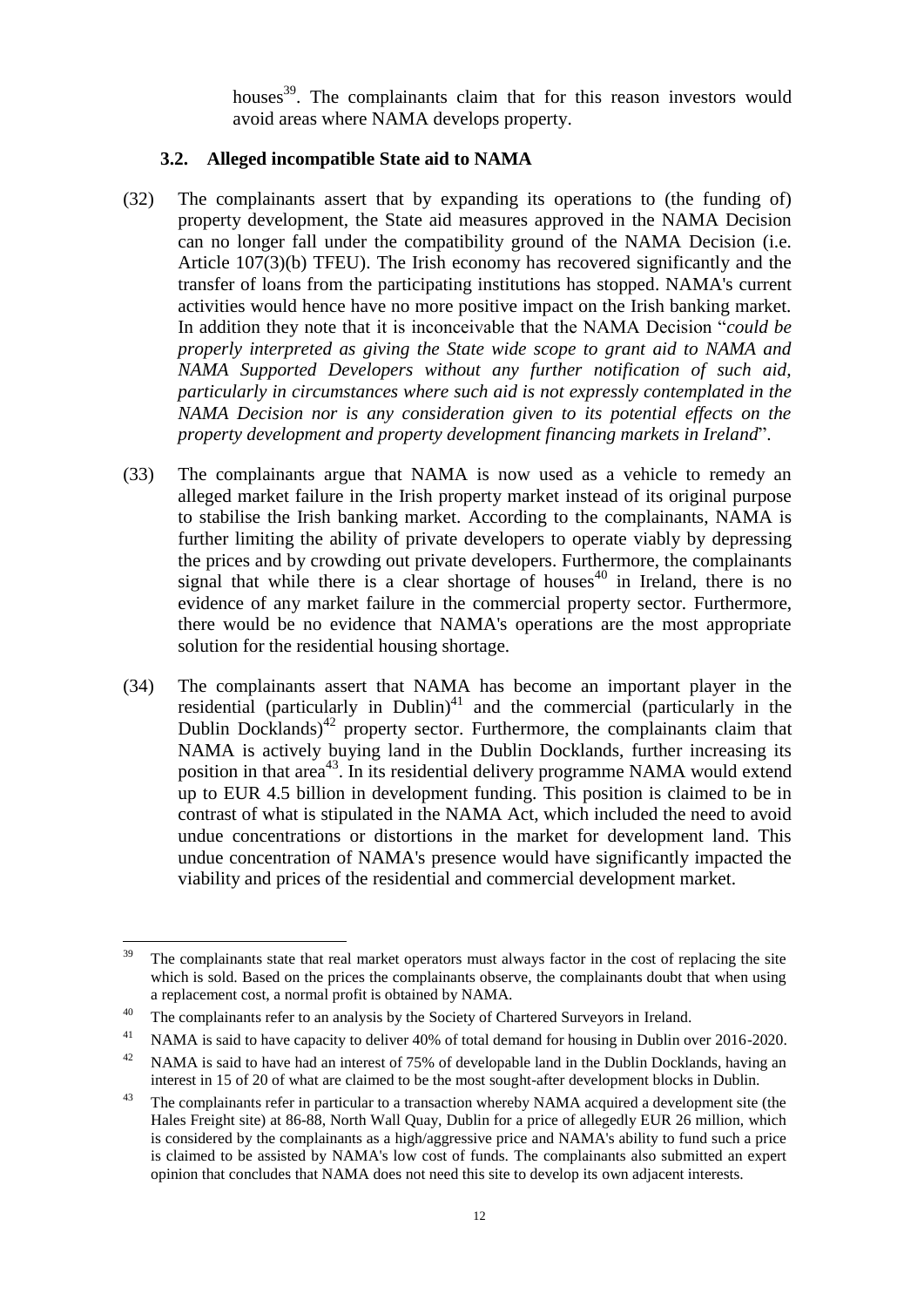houses[39]. The complainants claim that for this reason investors would avoid areas where NAMA develops property.

### 3.2. Alleged incompatible State aid to NAMA

(32) The complainants assert that by expanding its operations to (the funding of) property development, the State aid measures approved in the NAMA Decision can no longer fall under the compatibility ground of the NAMA Decision (i.e. Article 107(3)(b) TFEU). The Irish economy has recovered significantly and the transfer of loans from the participating institutions has stopped. NAMA's current activities would hence have no more positive impact on the Irish banking market. In addition they note that it is inconceivable that the NAMA Decision "*could be properly interpreted as giving the State wide scope to grant aid to NAMA and NAMA Supported Developers without any further notification of such aid, particularly in circumstances where such aid is not expressly contemplated in the NAMA Decision nor is any consideration given to its potential effects on the property development and property development financing markets in Ireland*".

(33) The complainants argue that NAMA is now used as a vehicle to remedy an alleged market failure in the Irish property market instead of its original purpose to stabilise the Irish banking market. According to the complainants, NAMA is further limiting the ability of private developers to operate viably by depressing the prices and by crowding out private developers. Furthermore, the complainants signal that while there is a clear shortage of houses[40] in Ireland, there is no evidence of any market failure in the commercial property sector. Furthermore, there would be no evidence that NAMA's operations are the most appropriate solution for the residential housing shortage.

(34) The complainants assert that NAMA has become an important player in the residential (particularly in Dublin)[41] and the commercial (particularly in the Dublin Docklands)[42] property sector. Furthermore, the complainants claim that NAMA is actively buying land in the Dublin Docklands, further increasing its position in that area[43]. In its residential delivery programme NAMA would extend up to EUR 4.5 billion in development funding. This position is claimed to be in contrast of what is stipulated in the NAMA Act, which included the need to avoid undue concentrations or distortions in the market for development land. This undue concentration of NAMA's presence would have significantly impacted the viability and prices of the residential and commercial development market.

---

[39] The complainants state that real market operators must always factor in the cost of replacing the site which is sold. Based on the prices the complainants observe, the complainants doubt that when using a replacement cost, a normal profit is obtained by NAMA.

[40] The complainants refer to an analysis by the Society of Chartered Surveyors in Ireland.

[41] NAMA is said to have capacity to deliver 40% of total demand for housing in Dublin over 2016-2020.

[42] NAMA is said to have had an interest of 75% of developable land in the Dublin Docklands, having an interest in 15 of 20 of what are claimed to be the most sought-after development blocks in Dublin.

[43] The complainants refer in particular to a transaction whereby NAMA acquired a development site (the Hales Freight site) at 86-88, North Wall Quay, Dublin for a price of allegedly EUR 26 million, which is considered by the complainants as a high/aggressive price and NAMA's ability to fund such a price is claimed to be assisted by NAMA's low cost of funds. The complainants also submitted an expert opinion that concludes that NAMA does not need this site to develop its own adjacent interests.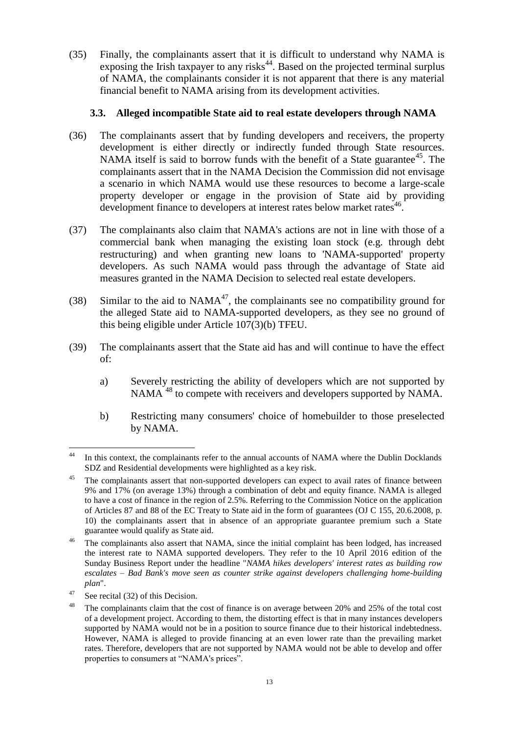(35) Finally, the complainants assert that it is difficult to understand why NAMA is exposing the Irish taxpayer to any risks[44]. Based on the projected terminal surplus of NAMA, the complainants consider it is not apparent that there is any material financial benefit to NAMA arising from its development activities.

### 3.3. Alleged incompatible State aid to real estate developers through NAMA

(36) The complainants assert that by funding developers and receivers, the property development is either directly or indirectly funded through State resources. NAMA itself is said to borrow funds with the benefit of a State guarantee[45]. The complainants assert that in the NAMA Decision the Commission did not envisage a scenario in which NAMA would use these resources to become a large-scale property developer or engage in the provision of State aid by providing development finance to developers at interest rates below market rates[46].

(37) The complainants also claim that NAMA's actions are not in line with those of a commercial bank when managing the existing loan stock (e.g. through debt restructuring) and when granting new loans to 'NAMA-supported' property developers. As such NAMA would pass through the advantage of State aid measures granted in the NAMA Decision to selected real estate developers.

(38) Similar to the aid to NAMA[47], the complainants see no compatibility ground for the alleged State aid to NAMA-supported developers, as they see no ground of this being eligible under Article 107(3)(b) TFEU.

(39) The complainants assert that the State aid has and will continue to have the effect of:

a) Severely restricting the ability of developers which are not supported by NAMA [48] to compete with receivers and developers supported by NAMA.

b) Restricting many consumers' choice of homebuilder to those preselected by NAMA.

---

[44] In this context, the complainants refer to the annual accounts of NAMA where the Dublin Docklands SDZ and Residential developments were highlighted as a key risk.

[45] The complainants assert that non-supported developers can expect to avail rates of finance between 9% and 17% (on average 13%) through a combination of debt and equity finance. NAMA is alleged to have a cost of finance in the region of 2.5%. Referring to the Commission Notice on the application of Articles 87 and 88 of the EC Treaty to State aid in the form of guarantees (OJ C 155, 20.6.2008, p. 10) the complainants assert that in absence of an appropriate guarantee premium such a State guarantee would qualify as State aid.

[46] The complainants also assert that NAMA, since the initial complaint has been lodged, has increased the interest rate to NAMA supported developers. They refer to the 10 April 2016 edition of the Sunday Business Report under the headline "*NAMA hikes developers' interest rates as building row escalates – Bad Bank's move seen as counter strike against developers challenging home-building plan*".

[47] See recital (32) of this Decision.

[48] The complainants claim that the cost of finance is on average between 20% and 25% of the total cost of a development project. According to them, the distorting effect is that in many instances developers supported by NAMA would not be in a position to source finance due to their historical indebtedness. However, NAMA is alleged to provide financing at an even lower rate than the prevailing market rates. Therefore, developers that are not supported by NAMA would not be able to develop and offer properties to consumers at "NAMA's prices".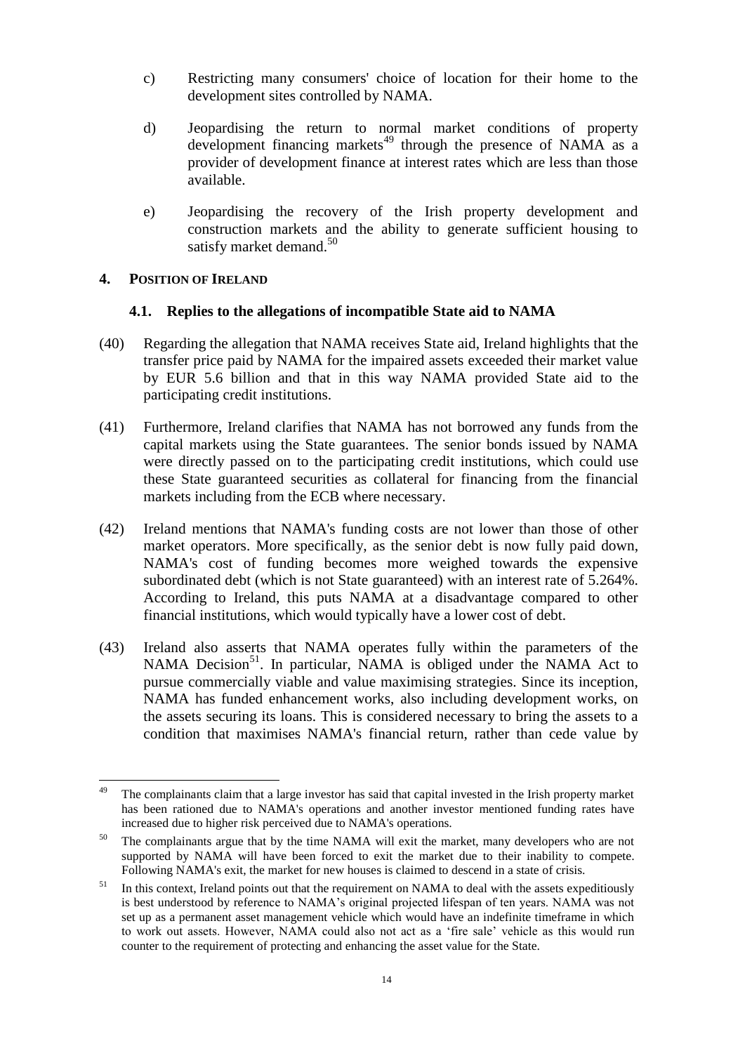c) Restricting many consumers' choice of location for their home to the development sites controlled by NAMA.

d) Jeopardising the return to normal market conditions of property development financing markets[49] through the presence of NAMA as a provider of development finance at interest rates which are less than those available.

e) Jeopardising the recovery of the Irish property development and construction markets and the ability to generate sufficient housing to satisfy market demand.[50]

## 4. Position of Ireland

### 4.1. Replies to the allegations of incompatible State aid to NAMA

(40) Regarding the allegation that NAMA receives State aid, Ireland highlights that the transfer price paid by NAMA for the impaired assets exceeded their market value by EUR 5.6 billion and that in this way NAMA provided State aid to the participating credit institutions.

(41) Furthermore, Ireland clarifies that NAMA has not borrowed any funds from the capital markets using the State guarantees. The senior bonds issued by NAMA were directly passed on to the participating credit institutions, which could use these State guaranteed securities as collateral for financing from the financial markets including from the ECB where necessary.

(42) Ireland mentions that NAMA's funding costs are not lower than those of other market operators. More specifically, as the senior debt is now fully paid down, NAMA's cost of funding becomes more weighed towards the expensive subordinated debt (which is not State guaranteed) with an interest rate of 5.264%. According to Ireland, this puts NAMA at a disadvantage compared to other financial institutions, which would typically have a lower cost of debt.

(43) Ireland also asserts that NAMA operates fully within the parameters of the NAMA Decision[51]. In particular, NAMA is obliged under the NAMA Act to pursue commercially viable and value maximising strategies. Since its inception, NAMA has funded enhancement works, also including development works, on the assets securing its loans. This is considered necessary to bring the assets to a condition that maximises NAMA's financial return, rather than cede value by

---

[49] The complainants claim that a large investor has said that capital invested in the Irish property market has been rationed due to NAMA's operations and another investor mentioned funding rates have increased due to higher risk perceived due to NAMA's operations.

[50] The complainants argue that by the time NAMA will exit the market, many developers who are not supported by NAMA will have been forced to exit the market due to their inability to compete. Following NAMA's exit, the market for new houses is claimed to descend in a state of crisis.

[51] In this context, Ireland points out that the requirement on NAMA to deal with the assets expeditiously is best understood by reference to NAMA's original projected lifespan of ten years. NAMA was not set up as a permanent asset management vehicle which would have an indefinite timeframe in which to work out assets. However, NAMA could also not act as a 'fire sale' vehicle as this would run counter to the requirement of protecting and enhancing the asset value for the State.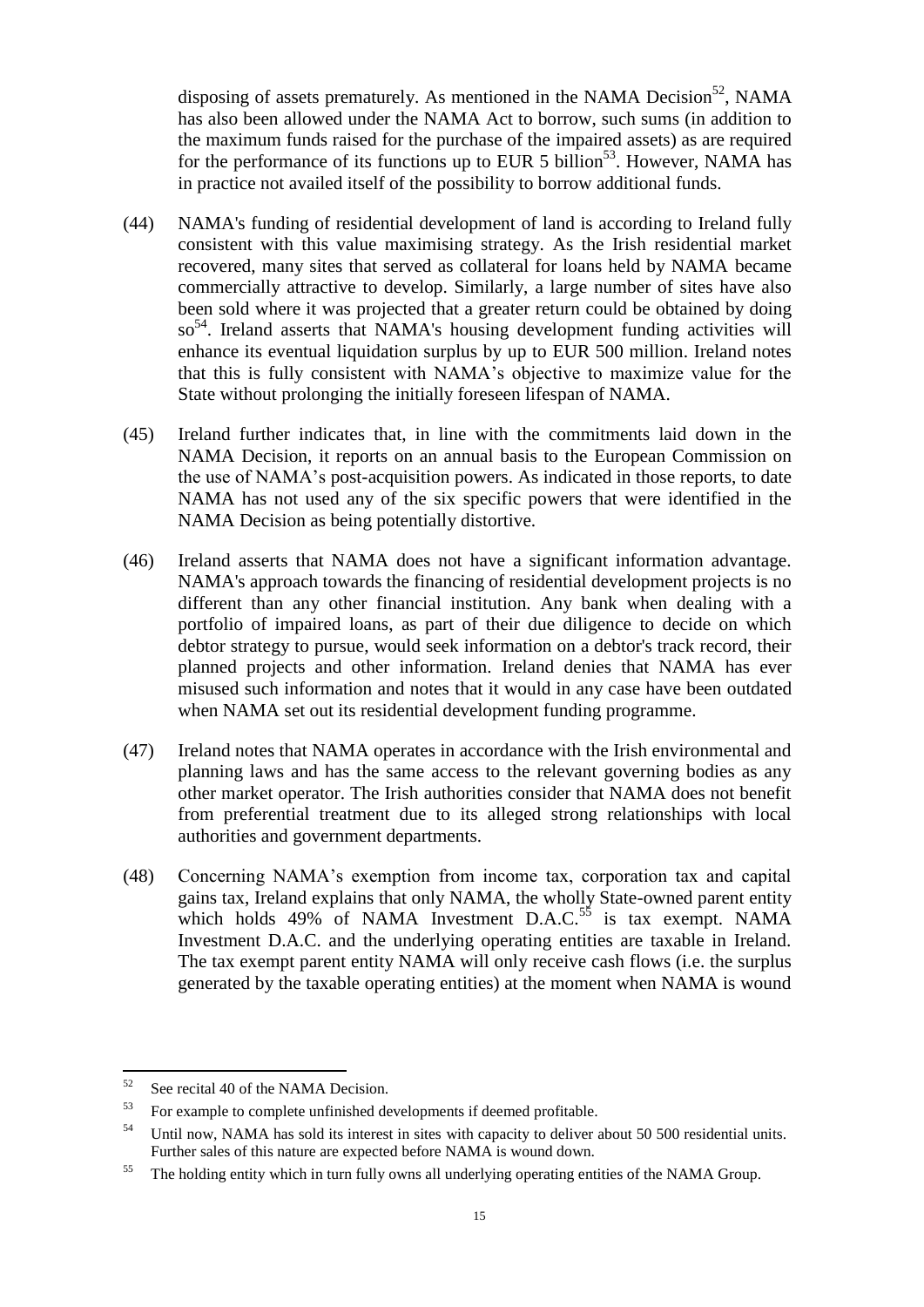disposing of assets prematurely. As mentioned in the NAMA Decision[52], NAMA has also been allowed under the NAMA Act to borrow, such sums (in addition to the maximum funds raised for the purchase of the impaired assets) as are required for the performance of its functions up to EUR 5 billion[53]. However, NAMA has in practice not availed itself of the possibility to borrow additional funds.

(44) NAMA's funding of residential development of land is according to Ireland fully consistent with this value maximising strategy. As the Irish residential market recovered, many sites that served as collateral for loans held by NAMA became commercially attractive to develop. Similarly, a large number of sites have also been sold where it was projected that a greater return could be obtained by doing so[54]. Ireland asserts that NAMA's housing development funding activities will enhance its eventual liquidation surplus by up to EUR 500 million. Ireland notes that this is fully consistent with NAMA's objective to maximize value for the State without prolonging the initially foreseen lifespan of NAMA.

(45) Ireland further indicates that, in line with the commitments laid down in the NAMA Decision, it reports on an annual basis to the European Commission on the use of NAMA's post-acquisition powers. As indicated in those reports, to date NAMA has not used any of the six specific powers that were identified in the NAMA Decision as being potentially distortive.

(46) Ireland asserts that NAMA does not have a significant information advantage. NAMA's approach towards the financing of residential development projects is no different than any other financial institution. Any bank when dealing with a portfolio of impaired loans, as part of their due diligence to decide on which debtor strategy to pursue, would seek information on a debtor's track record, their planned projects and other information. Ireland denies that NAMA has ever misused such information and notes that it would in any case have been outdated when NAMA set out its residential development funding programme.

(47) Ireland notes that NAMA operates in accordance with the Irish environmental and planning laws and has the same access to the relevant governing bodies as any other market operator. The Irish authorities consider that NAMA does not benefit from preferential treatment due to its alleged strong relationships with local authorities and government departments.

(48) Concerning NAMA's exemption from income tax, corporation tax and capital gains tax, Ireland explains that only NAMA, the wholly State-owned parent entity which holds 49% of NAMA Investment D.A.C.[55] is tax exempt. NAMA Investment D.A.C. and the underlying operating entities are taxable in Ireland. The tax exempt parent entity NAMA will only receive cash flows (i.e. the surplus generated by the taxable operating entities) at the moment when NAMA is wound

---

[52] See recital 40 of the NAMA Decision.

[53] For example to complete unfinished developments if deemed profitable.

[54] Until now, NAMA has sold its interest in sites with capacity to deliver about 50 500 residential units. Further sales of this nature are expected before NAMA is wound down.

[55] The holding entity which in turn fully owns all underlying operating entities of the NAMA Group.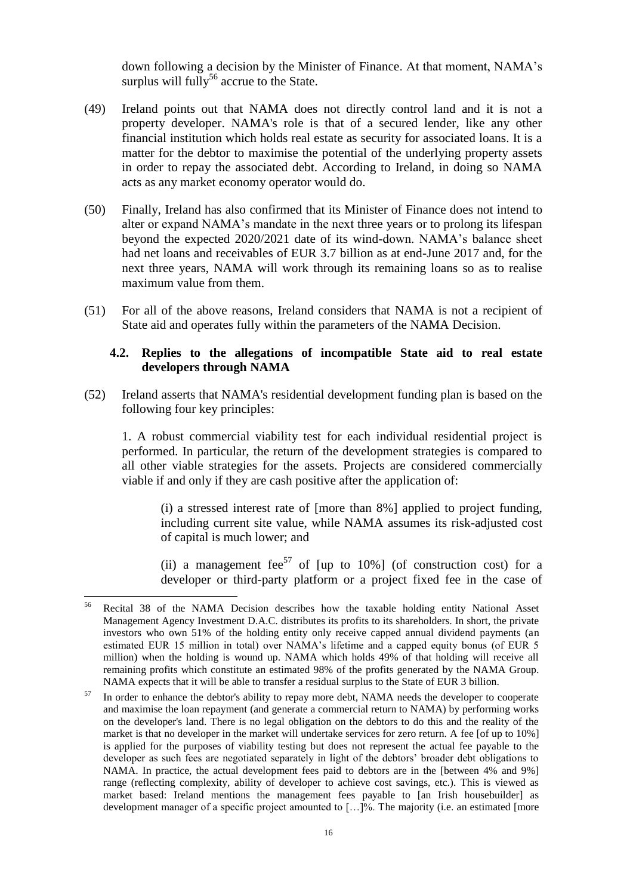down following a decision by the Minister of Finance. At that moment, NAMA's surplus will fully[56] accrue to the State.

(49) Ireland points out that NAMA does not directly control land and it is not a property developer. NAMA's role is that of a secured lender, like any other financial institution which holds real estate as security for associated loans. It is a matter for the debtor to maximise the potential of the underlying property assets in order to repay the associated debt. According to Ireland, in doing so NAMA acts as any market economy operator would do.

(50) Finally, Ireland has also confirmed that its Minister of Finance does not intend to alter or expand NAMA's mandate in the next three years or to prolong its lifespan beyond the expected 2020/2021 date of its wind-down. NAMA's balance sheet had net loans and receivables of EUR 3.7 billion as at end-June 2017 and, for the next three years, NAMA will work through its remaining loans so as to realise maximum value from them.

(51) For all of the above reasons, Ireland considers that NAMA is not a recipient of State aid and operates fully within the parameters of the NAMA Decision.

### 4.2. Replies to the allegations of incompatible State aid to real estate developers through NAMA

(52) Ireland asserts that NAMA's residential development funding plan is based on the following four key principles:

1. A robust commercial viability test for each individual residential project is performed. In particular, the return of the development strategies is compared to all other viable strategies for the assets. Projects are considered commercially viable if and only if they are cash positive after the application of:

   (i) a stressed interest rate of [more than 8%] applied to project funding, including current site value, while NAMA assumes its risk-adjusted cost of capital is much lower; and

   (ii) a management fee[57] of [up to 10%] (of construction cost) for a developer or third-party platform or a project fixed fee in the case of

---

[56] Recital 38 of the NAMA Decision describes how the taxable holding entity National Asset Management Agency Investment D.A.C. distributes its profits to its shareholders. In short, the private investors who own 51% of the holding entity only receive capped annual dividend payments (an estimated EUR 15 million in total) over NAMA's lifetime and a capped equity bonus (of EUR 5 million) when the holding is wound up. NAMA which holds 49% of that holding will receive all remaining profits which constitute an estimated 98% of the profits generated by the NAMA Group. NAMA expects that it will be able to transfer a residual surplus to the State of EUR 3 billion.

[57] In order to enhance the debtor's ability to repay more debt, NAMA needs the developer to cooperate and maximise the loan repayment (and generate a commercial return to NAMA) by performing works on the developer's land. There is no legal obligation on the debtors to do this and the reality of the market is that no developer in the market will undertake services for zero return. A fee [of up to 10%] is applied for the purposes of viability testing but does not represent the actual fee payable to the developer as such fees are negotiated separately in light of the debtors' broader debt obligations to NAMA. In practice, the actual development fees paid to debtors are in the [between 4% and 9%] range (reflecting complexity, ability of developer to achieve cost savings, etc.). This is viewed as market based: Ireland mentions the management fees payable to [an Irish housebuilder] as development manager of a specific project amounted to […]%. The majority (i.e. an estimated [more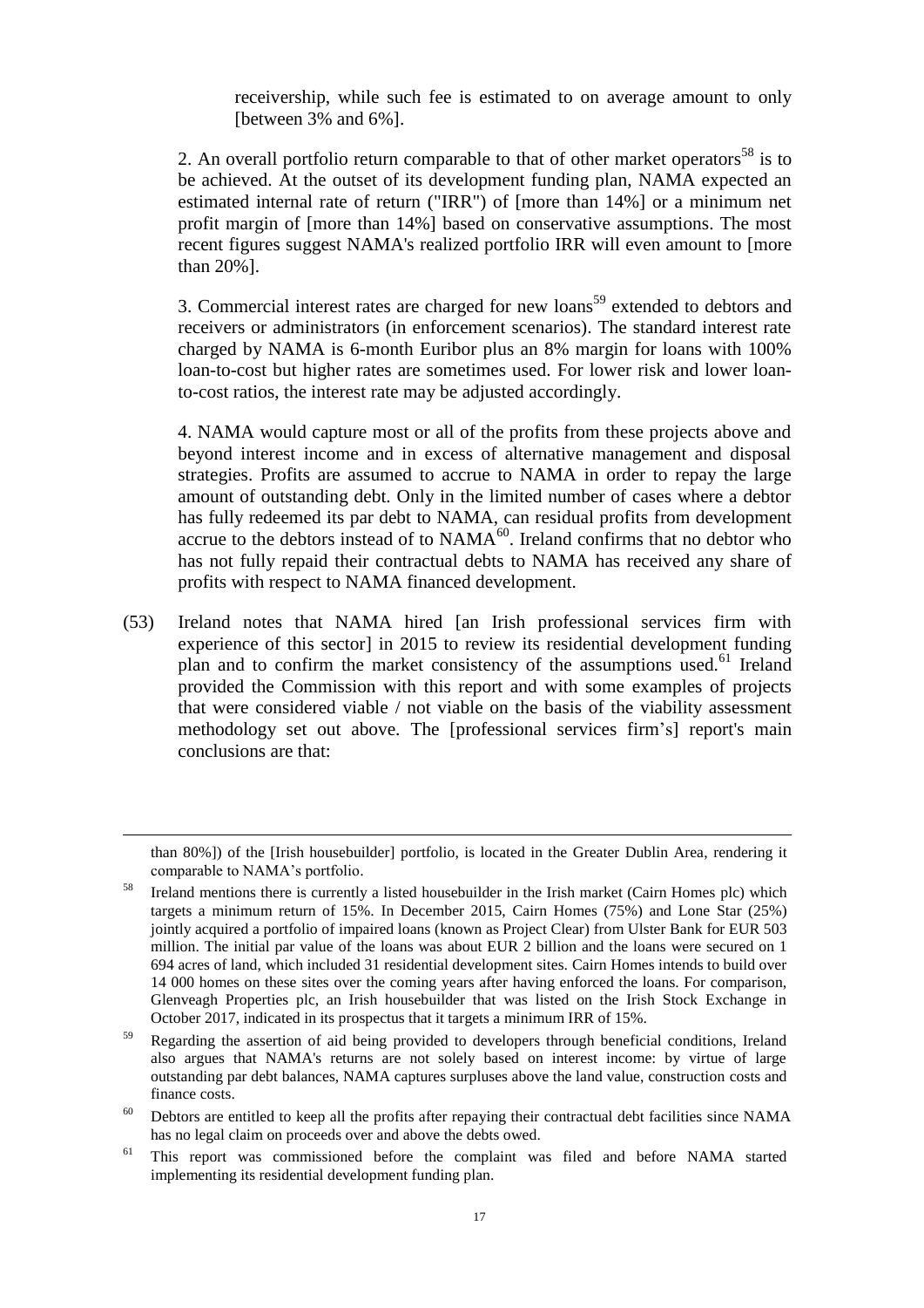receivership, while such fee is estimated to on average amount to only [between 3% and 6%].

2. An overall portfolio return comparable to that of other market operators[58] is to be achieved. At the outset of its development funding plan, NAMA expected an estimated internal rate of return ("IRR") of [more than 14%] or a minimum net profit margin of [more than 14%] based on conservative assumptions. The most recent figures suggest NAMA's realized portfolio IRR will even amount to [more than 20%].

3. Commercial interest rates are charged for new loans[59] extended to debtors and receivers or administrators (in enforcement scenarios). The standard interest rate charged by NAMA is 6-month Euribor plus an 8% margin for loans with 100% loan-to-cost but higher rates are sometimes used. For lower risk and lower loan-to-cost ratios, the interest rate may be adjusted accordingly.

4. NAMA would capture most or all of the profits from these projects above and beyond interest income and in excess of alternative management and disposal strategies. Profits are assumed to accrue to NAMA in order to repay the large amount of outstanding debt. Only in the limited number of cases where a debtor has fully redeemed its par debt to NAMA, can residual profits from development accrue to the debtors instead of to NAMA[60]. Ireland confirms that no debtor who has not fully repaid their contractual debts to NAMA has received any share of profits with respect to NAMA financed development.

(53) Ireland notes that NAMA hired [an Irish professional services firm with experience of this sector] in 2015 to review its residential development funding plan and to confirm the market consistency of the assumptions used.[61] Ireland provided the Commission with this report and with some examples of projects that were considered viable / not viable on the basis of the viability assessment methodology set out above. The [professional services firm's] report's main conclusions are that:

---

than 80%]) of the [Irish housebuilder] portfolio, is located in the Greater Dublin Area, rendering it comparable to NAMA's portfolio.

[58] Ireland mentions there is currently a listed housebuilder in the Irish market (Cairn Homes plc) which targets a minimum return of 15%. In December 2015, Cairn Homes (75%) and Lone Star (25%) jointly acquired a portfolio of impaired loans (known as Project Clear) from Ulster Bank for EUR 503 million. The initial par value of the loans was about EUR 2 billion and the loans were secured on 1 694 acres of land, which included 31 residential development sites. Cairn Homes intends to build over 14 000 homes on these sites over the coming years after having enforced the loans. For comparison, Glenveagh Properties plc, an Irish housebuilder that was listed on the Irish Stock Exchange in October 2017, indicated in its prospectus that it targets a minimum IRR of 15%.

[59] Regarding the assertion of aid being provided to developers through beneficial conditions, Ireland also argues that NAMA's returns are not solely based on interest income: by virtue of large outstanding par debt balances, NAMA captures surpluses above the land value, construction costs and finance costs.

[60] Debtors are entitled to keep all the profits after repaying their contractual debt facilities since NAMA has no legal claim on proceeds over and above the debts owed.

[61] This report was commissioned before the complaint was filed and before NAMA started implementing its residential development funding plan.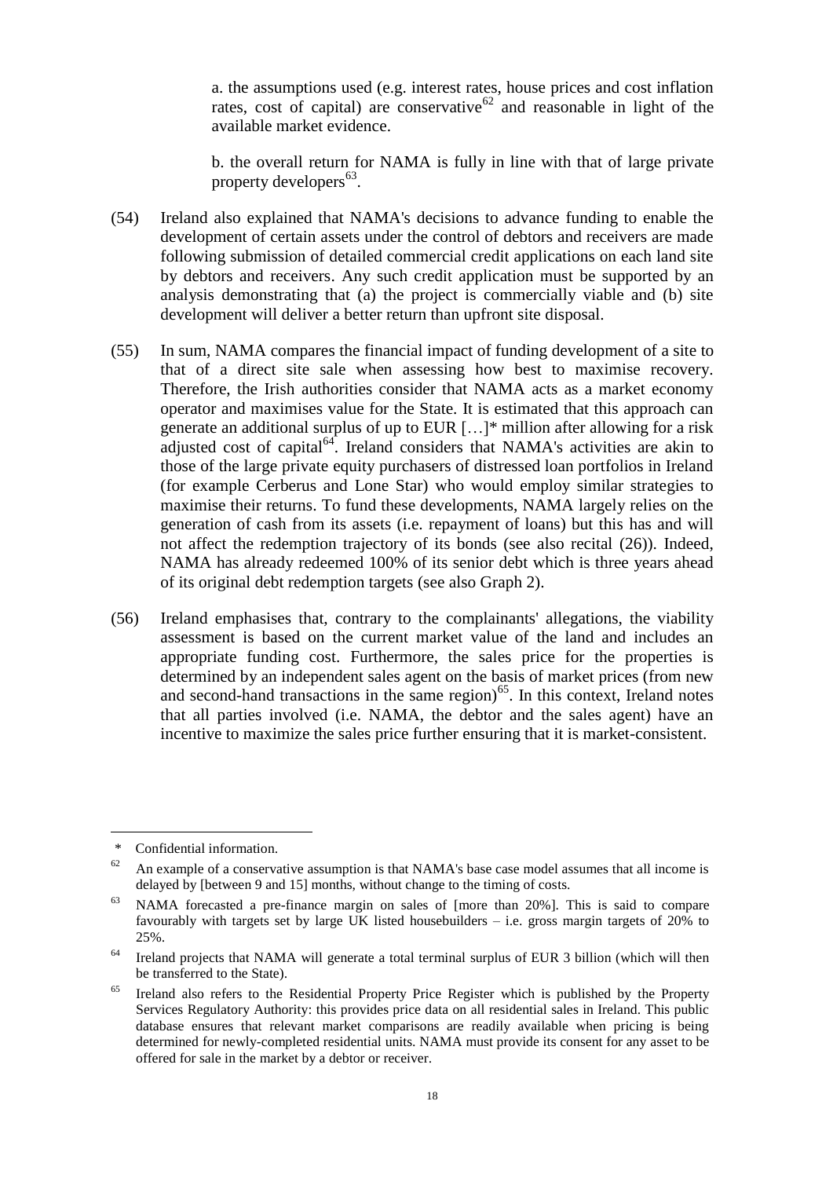a. the assumptions used (e.g. interest rates, house prices and cost inflation rates, cost of capital) are conservative[62] and reasonable in light of the available market evidence.

b. the overall return for NAMA is fully in line with that of large private property developers[63].

(54) Ireland also explained that NAMA's decisions to advance funding to enable the development of certain assets under the control of debtors and receivers are made following submission of detailed commercial credit applications on each land site by debtors and receivers. Any such credit application must be supported by an analysis demonstrating that (a) the project is commercially viable and (b) site development will deliver a better return than upfront site disposal.

(55) In sum, NAMA compares the financial impact of funding development of a site to that of a direct site sale when assessing how best to maximise recovery. Therefore, the Irish authorities consider that NAMA acts as a market economy operator and maximises value for the State. It is estimated that this approach can generate an additional surplus of up to EUR […]* million after allowing for a risk adjusted cost of capital[64]. Ireland considers that NAMA's activities are akin to those of the large private equity purchasers of distressed loan portfolios in Ireland (for example Cerberus and Lone Star) who would employ similar strategies to maximise their returns. To fund these developments, NAMA largely relies on the generation of cash from its assets (i.e. repayment of loans) but this has and will not affect the redemption trajectory of its bonds (see also recital (26)). Indeed, NAMA has already redeemed 100% of its senior debt which is three years ahead of its original debt redemption targets (see also Graph 2).

(56) Ireland emphasises that, contrary to the complainants' allegations, the viability assessment is based on the current market value of the land and includes an appropriate funding cost. Furthermore, the sales price for the properties is determined by an independent sales agent on the basis of market prices (from new and second-hand transactions in the same region)[65]. In this context, Ireland notes that all parties involved (i.e. NAMA, the debtor and the sales agent) have an incentive to maximize the sales price further ensuring that it is market-consistent.

---

\* Confidential information.

[62] An example of a conservative assumption is that NAMA's base case model assumes that all income is delayed by [between 9 and 15] months, without change to the timing of costs.

[63] NAMA forecasted a pre-finance margin on sales of [more than 20%]. This is said to compare favourably with targets set by large UK listed housebuilders – i.e. gross margin targets of 20% to 25%.

[64] Ireland projects that NAMA will generate a total terminal surplus of EUR 3 billion (which will then be transferred to the State).

[65] Ireland also refers to the Residential Property Price Register which is published by the Property Services Regulatory Authority: this provides price data on all residential sales in Ireland. This public database ensures that relevant market comparisons are readily available when pricing is being determined for newly-completed residential units. NAMA must provide its consent for any asset to be offered for sale in the market by a debtor or receiver.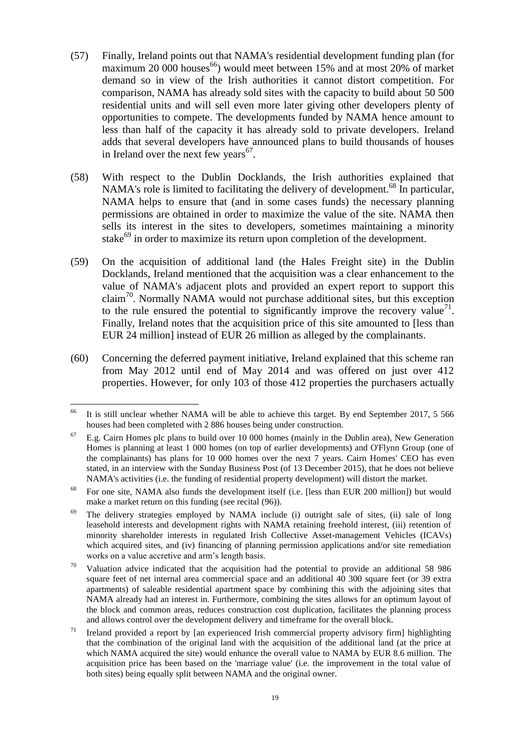(57) Finally, Ireland points out that NAMA's residential development funding plan (for maximum 20 000 houses[66]) would meet between 15% and at most 20% of market demand so in view of the Irish authorities it cannot distort competition. For comparison, NAMA has already sold sites with the capacity to build about 50 500 residential units and will sell even more later giving other developers plenty of opportunities to compete. The developments funded by NAMA hence amount to less than half of the capacity it has already sold to private developers. Ireland adds that several developers have announced plans to build thousands of houses in Ireland over the next few years[67].

(58) With respect to the Dublin Docklands, the Irish authorities explained that NAMA's role is limited to facilitating the delivery of development.[68] In particular, NAMA helps to ensure that (and in some cases funds) the necessary planning permissions are obtained in order to maximize the value of the site. NAMA then sells its interest in the sites to developers, sometimes maintaining a minority stake[69] in order to maximize its return upon completion of the development.

(59) On the acquisition of additional land (the Hales Freight site) in the Dublin Docklands, Ireland mentioned that the acquisition was a clear enhancement to the value of NAMA's adjacent plots and provided an expert report to support this claim[70]. Normally NAMA would not purchase additional sites, but this exception to the rule ensured the potential to significantly improve the recovery value[71]. Finally, Ireland notes that the acquisition price of this site amounted to [less than EUR 24 million] instead of EUR 26 million as alleged by the complainants.

(60) Concerning the deferred payment initiative, Ireland explained that this scheme ran from May 2012 until end of May 2014 and was offered on just over 412 properties. However, for only 103 of those 412 properties the purchasers actually

---

[66] It is still unclear whether NAMA will be able to achieve this target. By end September 2017, 5 566 houses had been completed with 2 886 houses being under construction.

[67] E.g. Cairn Homes plc plans to build over 10 000 homes (mainly in the Dublin area), New Generation Homes is planning at least 1 000 homes (on top of earlier developments) and O'Flynn Group (one of the complainants) has plans for 10 000 homes over the next 7 years. Cairn Homes' CEO has even stated, in an interview with the Sunday Business Post (of 13 December 2015), that he does not believe NAMA's activities (i.e. the funding of residential property development) will distort the market.

[68] For one site, NAMA also funds the development itself (i.e. [less than EUR 200 million]) but would make a market return on this funding (see recital (96)).

[69] The delivery strategies employed by NAMA include (i) outright sale of sites, (ii) sale of long leasehold interests and development rights with NAMA retaining freehold interest, (iii) retention of minority shareholder interests in regulated Irish Collective Asset-management Vehicles (ICAVs) which acquired sites, and (iv) financing of planning permission applications and/or site remediation works on a value accretive and arm's length basis.

[70] Valuation advice indicated that the acquisition had the potential to provide an additional 58 986 square feet of net internal area commercial space and an additional 40 300 square feet (or 39 extra apartments) of saleable residential apartment space by combining this with the adjoining sites that NAMA already had an interest in. Furthermore, combining the sites allows for an optimum layout of the block and common areas, reduces construction cost duplication, facilitates the planning process and allows control over the development delivery and timeframe for the overall block.

[71] Ireland provided a report by [an experienced Irish commercial property advisory firm] highlighting that the combination of the original land with the acquisition of the additional land (at the price at which NAMA acquired the site) would enhance the overall value to NAMA by EUR 8.6 million. The acquisition price has been based on the 'marriage value' (i.e. the improvement in the total value of both sites) being equally split between NAMA and the original owner.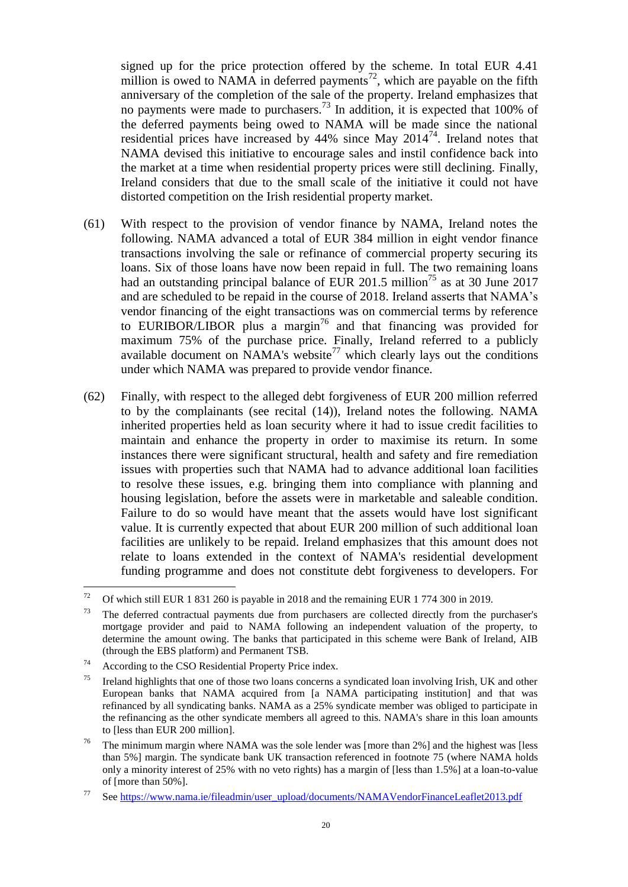signed up for the price protection offered by the scheme. In total EUR 4.41 million is owed to NAMA in deferred payments[72], which are payable on the fifth anniversary of the completion of the sale of the property. Ireland emphasizes that no payments were made to purchasers.[73] In addition, it is expected that 100% of the deferred payments being owed to NAMA will be made since the national residential prices have increased by 44% since May 2014[74]. Ireland notes that NAMA devised this initiative to encourage sales and instil confidence back into the market at a time when residential property prices were still declining. Finally, Ireland considers that due to the small scale of the initiative it could not have distorted competition on the Irish residential property market.

(61) With respect to the provision of vendor finance by NAMA, Ireland notes the following. NAMA advanced a total of EUR 384 million in eight vendor finance transactions involving the sale or refinance of commercial property securing its loans. Six of those loans have now been repaid in full. The two remaining loans had an outstanding principal balance of EUR 201.5 million[75] as at 30 June 2017 and are scheduled to be repaid in the course of 2018. Ireland asserts that NAMA's vendor financing of the eight transactions was on commercial terms by reference to EURIBOR/LIBOR plus a margin[76] and that financing was provided for maximum 75% of the purchase price. Finally, Ireland referred to a publicly available document on NAMA's website[77] which clearly lays out the conditions under which NAMA was prepared to provide vendor finance.

(62) Finally, with respect to the alleged debt forgiveness of EUR 200 million referred to by the complainants (see recital (14)), Ireland notes the following. NAMA inherited properties held as loan security where it had to issue credit facilities to maintain and enhance the property in order to maximise its return. In some instances there were significant structural, health and safety and fire remediation issues with properties such that NAMA had to advance additional loan facilities to resolve these issues, e.g. bringing them into compliance with planning and housing legislation, before the assets were in marketable and saleable condition. Failure to do so would have meant that the assets would have lost significant value. It is currently expected that about EUR 200 million of such additional loan facilities are unlikely to be repaid. Ireland emphasizes that this amount does not relate to loans extended in the context of NAMA's residential development funding programme and does not constitute debt forgiveness to developers. For

---

[72] Of which still EUR 1 831 260 is payable in 2018 and the remaining EUR 1 774 300 in 2019.

[73] The deferred contractual payments due from purchasers are collected directly from the purchaser's mortgage provider and paid to NAMA following an independent valuation of the property, to determine the amount owing. The banks that participated in this scheme were Bank of Ireland, AIB (through the EBS platform) and Permanent TSB.

[74] According to the CSO Residential Property Price index.

[75] Ireland highlights that one of those two loans concerns a syndicated loan involving Irish, UK and other European banks that NAMA acquired from [a NAMA participating institution] and that was refinanced by all syndicating banks. NAMA as a 25% syndicate member was obliged to participate in the refinancing as the other syndicate members all agreed to this. NAMA's share in this loan amounts to [less than EUR 200 million].

[76] The minimum margin where NAMA was the sole lender was [more than 2%] and the highest was [less than 5%] margin. The syndicate bank UK transaction referenced in footnote 75 (where NAMA holds only a minority interest of 25% with no veto rights) has a margin of [less than 1.5%] at a loan-to-value of [more than 50%].

[77] See https://www.nama.ie/fileadmin/user_upload/documents/NAMAVendorFinanceLeaflet2013.pdf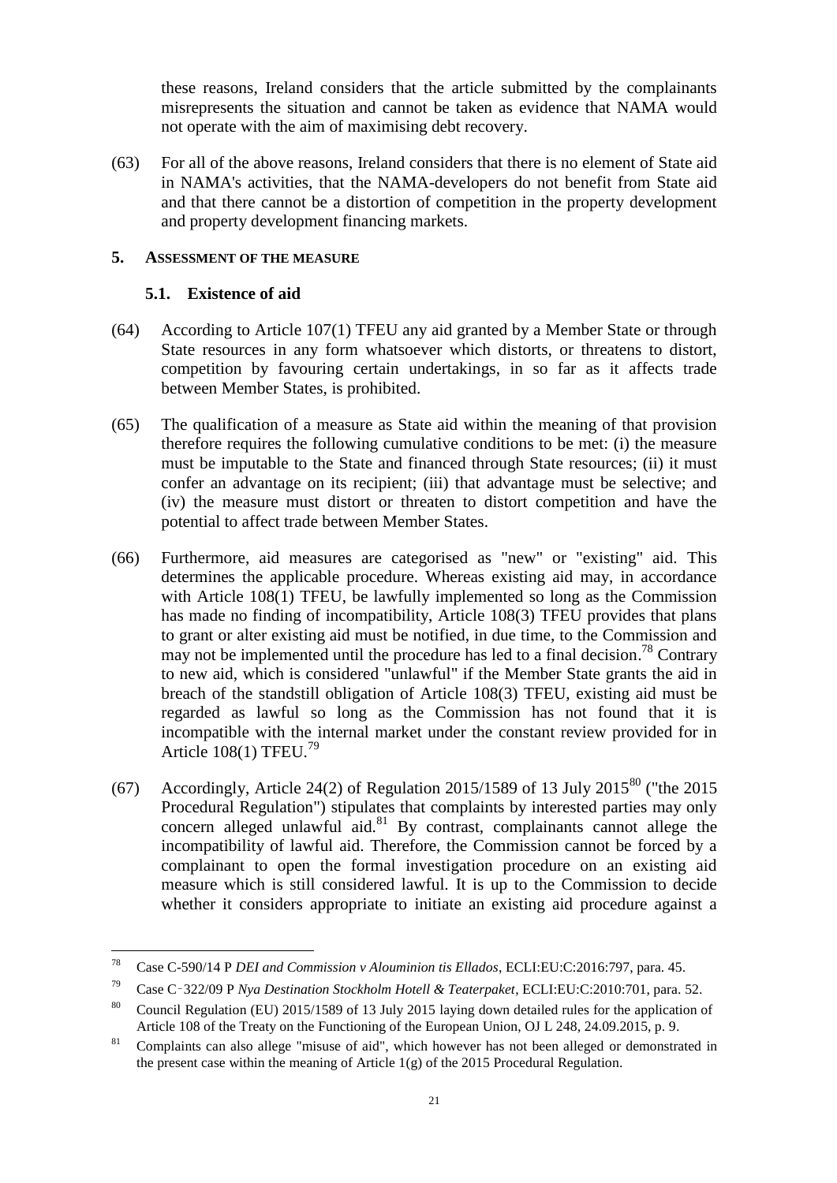these reasons, Ireland considers that the article submitted by the complainants misrepresents the situation and cannot be taken as evidence that NAMA would not operate with the aim of maximising debt recovery.

(63) For all of the above reasons, Ireland considers that there is no element of State aid in NAMA's activities, that the NAMA-developers do not benefit from State aid and that there cannot be a distortion of competition in the property development and property development financing markets.

## 5. ASSESSMENT OF THE MEASURE

### 5.1. Existence of aid

(64) According to Article 107(1) TFEU any aid granted by a Member State or through State resources in any form whatsoever which distorts, or threatens to distort, competition by favouring certain undertakings, in so far as it affects trade between Member States, is prohibited.

(65) The qualification of a measure as State aid within the meaning of that provision therefore requires the following cumulative conditions to be met: (i) the measure must be imputable to the State and financed through State resources; (ii) it must confer an advantage on its recipient; (iii) that advantage must be selective; and (iv) the measure must distort or threaten to distort competition and have the potential to affect trade between Member States.

(66) Furthermore, aid measures are categorised as "new" or "existing" aid. This determines the applicable procedure. Whereas existing aid may, in accordance with Article 108(1) TFEU, be lawfully implemented so long as the Commission has made no finding of incompatibility, Article 108(3) TFEU provides that plans to grant or alter existing aid must be notified, in due time, to the Commission and may not be implemented until the procedure has led to a final decision.[78] Contrary to new aid, which is considered "unlawful" if the Member State grants the aid in breach of the standstill obligation of Article 108(3) TFEU, existing aid must be regarded as lawful so long as the Commission has not found that it is incompatible with the internal market under the constant review provided for in Article 108(1) TFEU.[79]

(67) Accordingly, Article 24(2) of Regulation 2015/1589 of 13 July 2015[80] ("the 2015 Procedural Regulation") stipulates that complaints by interested parties may only concern alleged unlawful aid.[81] By contrast, complainants cannot allege the incompatibility of lawful aid. Therefore, the Commission cannot be forced by a complainant to open the formal investigation procedure on an existing aid measure which is still considered lawful. It is up to the Commission to decide whether it considers appropriate to initiate an existing aid procedure against a

---

[78] Case C-590/14 P *DEI and Commission v Alouminion tis Ellados*, ECLI:EU:C:2016:797, para. 45.

[79] Case C‑322/09 P *Nya Destination Stockholm Hotell & Teaterpaket*, ECLI:EU:C:2010:701, para. 52.

[80] Council Regulation (EU) 2015/1589 of 13 July 2015 laying down detailed rules for the application of Article 108 of the Treaty on the Functioning of the European Union, OJ L 248, 24.09.2015, p. 9.

[81] Complaints can also allege "misuse of aid", which however has not been alleged or demonstrated in the present case within the meaning of Article 1(g) of the 2015 Procedural Regulation.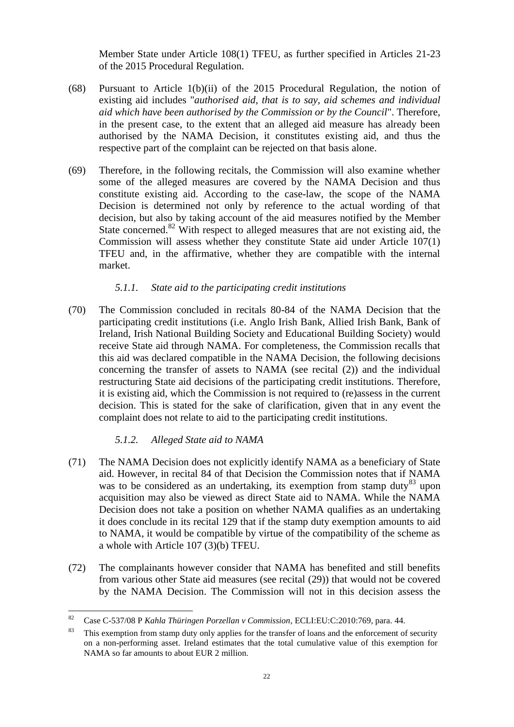Member State under Article 108(1) TFEU, as further specified in Articles 21-23 of the 2015 Procedural Regulation.

(68) Pursuant to Article 1(b)(ii) of the 2015 Procedural Regulation, the notion of existing aid includes "*authorised aid, that is to say, aid schemes and individual aid which have been authorised by the Commission or by the Council*". Therefore, in the present case, to the extent that an alleged aid measure has already been authorised by the NAMA Decision, it constitutes existing aid, and thus the respective part of the complaint can be rejected on that basis alone.

(69) Therefore, in the following recitals, the Commission will also examine whether some of the alleged measures are covered by the NAMA Decision and thus constitute existing aid. According to the case-law, the scope of the NAMA Decision is determined not only by reference to the actual wording of that decision, but also by taking account of the aid measures notified by the Member State concerned.[82] With respect to alleged measures that are not existing aid, the Commission will assess whether they constitute State aid under Article 107(1) TFEU and, in the affirmative, whether they are compatible with the internal market.

### *5.1.1. State aid to the participating credit institutions*

(70) The Commission concluded in recitals 80-84 of the NAMA Decision that the participating credit institutions (i.e. Anglo Irish Bank, Allied Irish Bank, Bank of Ireland, Irish National Building Society and Educational Building Society) would receive State aid through NAMA. For completeness, the Commission recalls that this aid was declared compatible in the NAMA Decision, the following decisions concerning the transfer of assets to NAMA (see recital (2)) and the individual restructuring State aid decisions of the participating credit institutions. Therefore, it is existing aid, which the Commission is not required to (re)assess in the current decision. This is stated for the sake of clarification, given that in any event the complaint does not relate to aid to the participating credit institutions.

### *5.1.2. Alleged State aid to NAMA*

(71) The NAMA Decision does not explicitly identify NAMA as a beneficiary of State aid. However, in recital 84 of that Decision the Commission notes that if NAMA was to be considered as an undertaking, its exemption from stamp duty[83] upon acquisition may also be viewed as direct State aid to NAMA. While the NAMA Decision does not take a position on whether NAMA qualifies as an undertaking it does conclude in its recital 129 that if the stamp duty exemption amounts to aid to NAMA, it would be compatible by virtue of the compatibility of the scheme as a whole with Article 107 (3)(b) TFEU.

(72) The complainants however consider that NAMA has benefited and still benefits from various other State aid measures (see recital (29)) that would not be covered by the NAMA Decision. The Commission will not in this decision assess the

---

[82] Case C-537/08 P *Kahla Thüringen Porzellan v Commission*, ECLI:EU:C:2010:769, para. 44.

[83] This exemption from stamp duty only applies for the transfer of loans and the enforcement of security on a non-performing asset. Ireland estimates that the total cumulative value of this exemption for NAMA so far amounts to about EUR 2 million.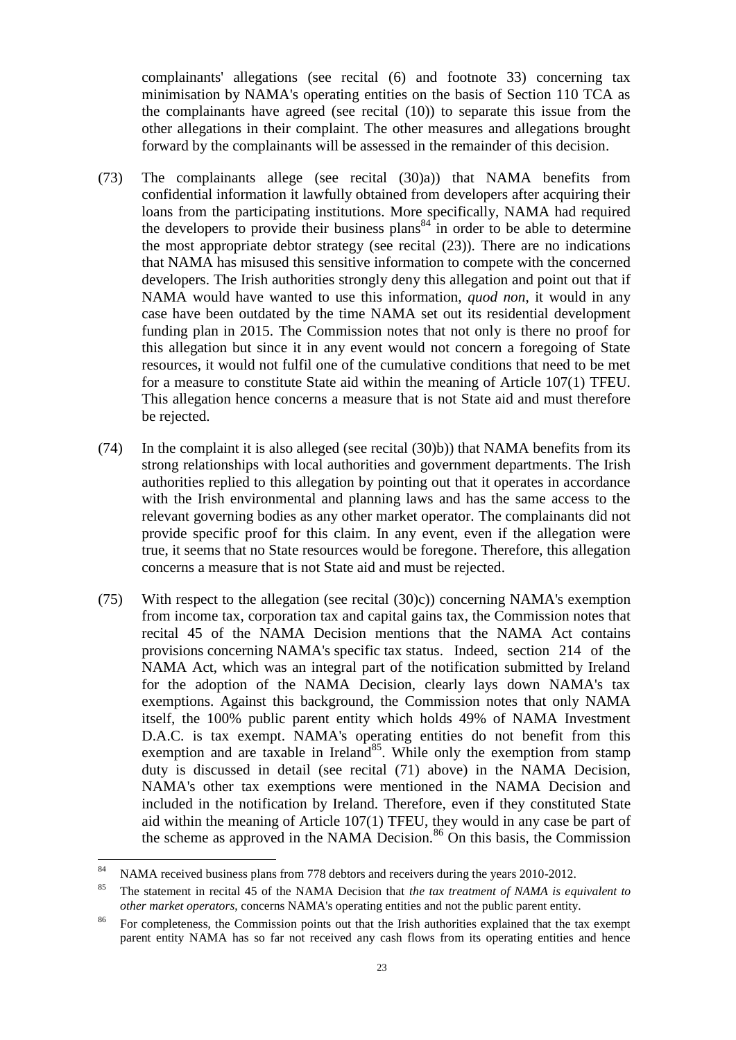complainants' allegations (see recital (6) and footnote 33) concerning tax minimisation by NAMA's operating entities on the basis of Section 110 TCA as the complainants have agreed (see recital (10)) to separate this issue from the other allegations in their complaint. The other measures and allegations brought forward by the complainants will be assessed in the remainder of this decision.

(73) The complainants allege (see recital (30)a)) that NAMA benefits from confidential information it lawfully obtained from developers after acquiring their loans from the participating institutions. More specifically, NAMA had required the developers to provide their business plans[84] in order to be able to determine the most appropriate debtor strategy (see recital (23)). There are no indications that NAMA has misused this sensitive information to compete with the concerned developers. The Irish authorities strongly deny this allegation and point out that if NAMA would have wanted to use this information, *quod non*, it would in any case have been outdated by the time NAMA set out its residential development funding plan in 2015. The Commission notes that not only is there no proof for this allegation but since it in any event would not concern a foregoing of State resources, it would not fulfil one of the cumulative conditions that need to be met for a measure to constitute State aid within the meaning of Article 107(1) TFEU. This allegation hence concerns a measure that is not State aid and must therefore be rejected.

(74) In the complaint it is also alleged (see recital (30)b)) that NAMA benefits from its strong relationships with local authorities and government departments. The Irish authorities replied to this allegation by pointing out that it operates in accordance with the Irish environmental and planning laws and has the same access to the relevant governing bodies as any other market operator. The complainants did not provide specific proof for this claim. In any event, even if the allegation were true, it seems that no State resources would be foregone. Therefore, this allegation concerns a measure that is not State aid and must be rejected.

(75) With respect to the allegation (see recital (30)c)) concerning NAMA's exemption from income tax, corporation tax and capital gains tax, the Commission notes that recital 45 of the NAMA Decision mentions that the NAMA Act contains provisions concerning NAMA's specific tax status. Indeed, section 214 of the NAMA Act, which was an integral part of the notification submitted by Ireland for the adoption of the NAMA Decision, clearly lays down NAMA's tax exemptions. Against this background, the Commission notes that only NAMA itself, the 100% public parent entity which holds 49% of NAMA Investment D.A.C. is tax exempt. NAMA's operating entities do not benefit from this exemption and are taxable in Ireland[85]. While only the exemption from stamp duty is discussed in detail (see recital (71) above) in the NAMA Decision, NAMA's other tax exemptions were mentioned in the NAMA Decision and included in the notification by Ireland. Therefore, even if they constituted State aid within the meaning of Article 107(1) TFEU, they would in any case be part of the scheme as approved in the NAMA Decision.[86] On this basis, the Commission

---

[84] NAMA received business plans from 778 debtors and receivers during the years 2010-2012.

[85] The statement in recital 45 of the NAMA Decision that *the tax treatment of NAMA is equivalent to other market operators*, concerns NAMA's operating entities and not the public parent entity.

[86] For completeness, the Commission points out that the Irish authorities explained that the tax exempt parent entity NAMA has so far not received any cash flows from its operating entities and hence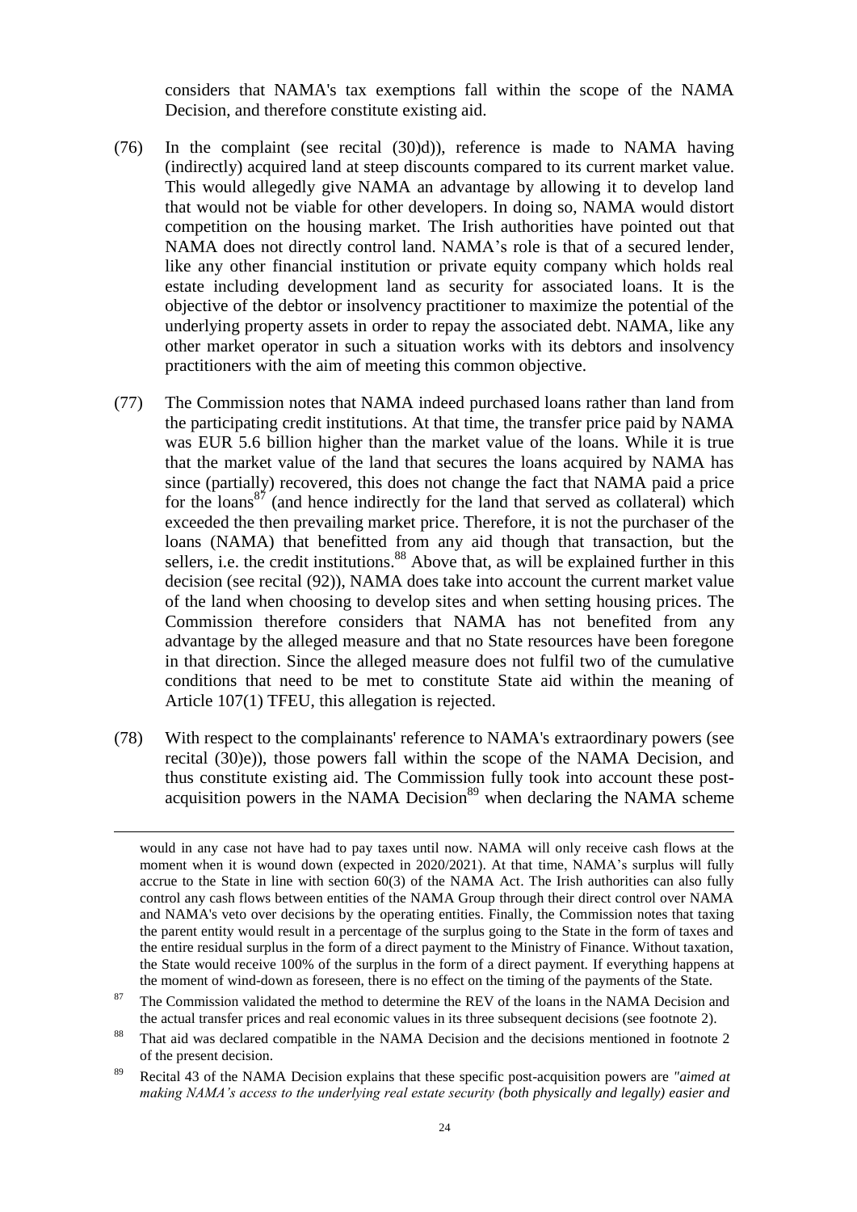considers that NAMA's tax exemptions fall within the scope of the NAMA Decision, and therefore constitute existing aid.

(76) In the complaint (see recital (30)d)), reference is made to NAMA having (indirectly) acquired land at steep discounts compared to its current market value. This would allegedly give NAMA an advantage by allowing it to develop land that would not be viable for other developers. In doing so, NAMA would distort competition on the housing market. The Irish authorities have pointed out that NAMA does not directly control land. NAMA's role is that of a secured lender, like any other financial institution or private equity company which holds real estate including development land as security for associated loans. It is the objective of the debtor or insolvency practitioner to maximize the potential of the underlying property assets in order to repay the associated debt. NAMA, like any other market operator in such a situation works with its debtors and insolvency practitioners with the aim of meeting this common objective.

(77) The Commission notes that NAMA indeed purchased loans rather than land from the participating credit institutions. At that time, the transfer price paid by NAMA was EUR 5.6 billion higher than the market value of the loans. While it is true that the market value of the land that secures the loans acquired by NAMA has since (partially) recovered, this does not change the fact that NAMA paid a price for the loans[87] (and hence indirectly for the land that served as collateral) which exceeded the then prevailing market price. Therefore, it is not the purchaser of the loans (NAMA) that benefitted from any aid though that transaction, but the sellers, i.e. the credit institutions.[88] Above that, as will be explained further in this decision (see recital (92)), NAMA does take into account the current market value of the land when choosing to develop sites and when setting housing prices. The Commission therefore considers that NAMA has not benefited from any advantage by the alleged measure and that no State resources have been foregone in that direction. Since the alleged measure does not fulfil two of the cumulative conditions that need to be met to constitute State aid within the meaning of Article 107(1) TFEU, this allegation is rejected.

(78) With respect to the complainants' reference to NAMA's extraordinary powers (see recital (30)e)), those powers fall within the scope of the NAMA Decision, and thus constitute existing aid. The Commission fully took into account these post-acquisition powers in the NAMA Decision[89] when declaring the NAMA scheme

---

would in any case not have had to pay taxes until now. NAMA will only receive cash flows at the moment when it is wound down (expected in 2020/2021). At that time, NAMA's surplus will fully accrue to the State in line with section 60(3) of the NAMA Act. The Irish authorities can also fully control any cash flows between entities of the NAMA Group through their direct control over NAMA and NAMA's veto over decisions by the operating entities. Finally, the Commission notes that taxing the parent entity would result in a percentage of the surplus going to the State in the form of taxes and the entire residual surplus in the form of a direct payment to the Ministry of Finance. Without taxation, the State would receive 100% of the surplus in the form of a direct payment. If everything happens at the moment of wind-down as foreseen, there is no effect on the timing of the payments of the State.

[87] The Commission validated the method to determine the REV of the loans in the NAMA Decision and the actual transfer prices and real economic values in its three subsequent decisions (see footnote 2).

[88] That aid was declared compatible in the NAMA Decision and the decisions mentioned in footnote 2 of the present decision.

[89] Recital 43 of the NAMA Decision explains that these specific post-acquisition powers are *"aimed at making NAMA's access to the underlying real estate security (both physically and legally) easier and*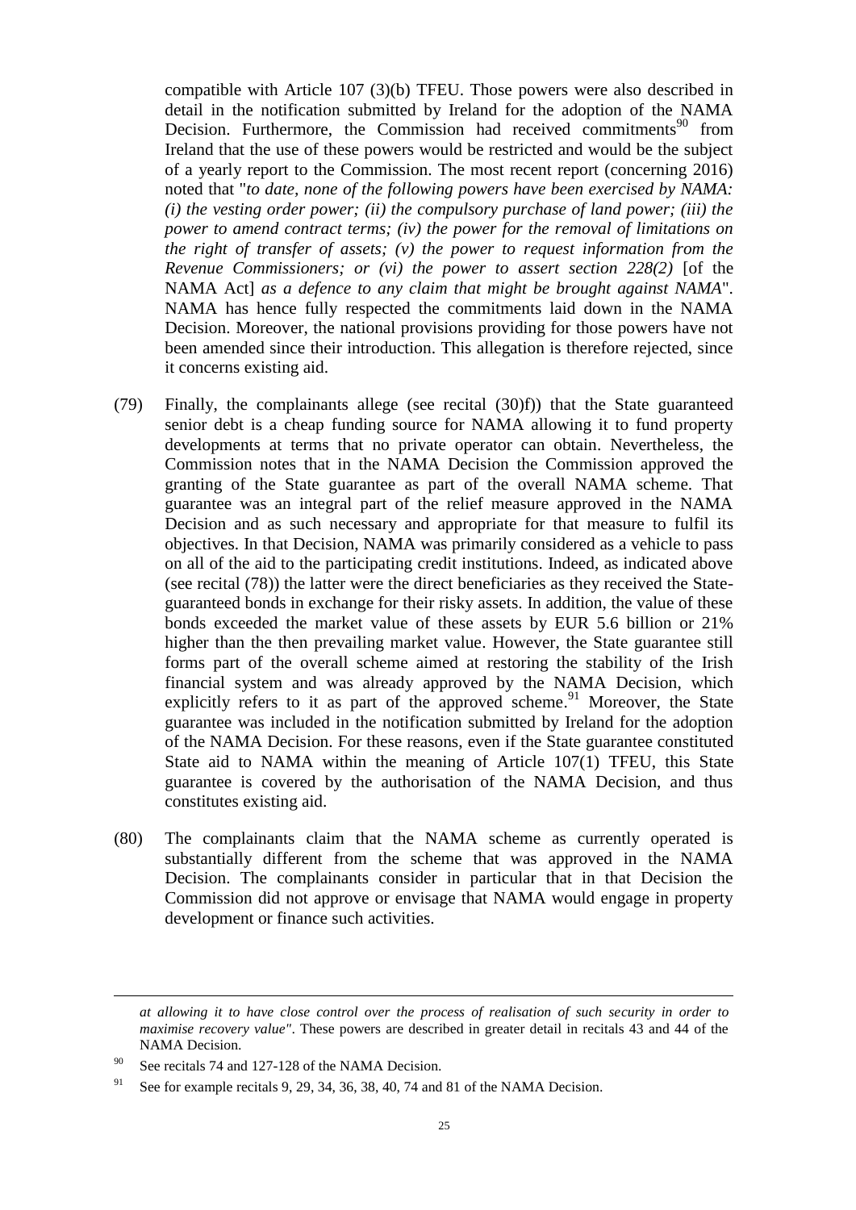compatible with Article 107 (3)(b) TFEU. Those powers were also described in detail in the notification submitted by Ireland for the adoption of the NAMA Decision. Furthermore, the Commission had received commitments[90] from Ireland that the use of these powers would be restricted and would be the subject of a yearly report to the Commission. The most recent report (concerning 2016) noted that "*to date, none of the following powers have been exercised by NAMA: (i) the vesting order power; (ii) the compulsory purchase of land power; (iii) the power to amend contract terms; (iv) the power for the removal of limitations on the right of transfer of assets; (v) the power to request information from the Revenue Commissioners; or (vi) the power to assert section 228(2)* [of the NAMA Act] *as a defence to any claim that might be brought against NAMA*". NAMA has hence fully respected the commitments laid down in the NAMA Decision. Moreover, the national provisions providing for those powers have not been amended since their introduction. This allegation is therefore rejected, since it concerns existing aid.

(79) Finally, the complainants allege (see recital (30)f)) that the State guaranteed senior debt is a cheap funding source for NAMA allowing it to fund property developments at terms that no private operator can obtain. Nevertheless, the Commission notes that in the NAMA Decision the Commission approved the granting of the State guarantee as part of the overall NAMA scheme. That guarantee was an integral part of the relief measure approved in the NAMA Decision and as such necessary and appropriate for that measure to fulfil its objectives. In that Decision, NAMA was primarily considered as a vehicle to pass on all of the aid to the participating credit institutions. Indeed, as indicated above (see recital (78)) the latter were the direct beneficiaries as they received the State-guaranteed bonds in exchange for their risky assets. In addition, the value of these bonds exceeded the market value of these assets by EUR 5.6 billion or 21% higher than the then prevailing market value. However, the State guarantee still forms part of the overall scheme aimed at restoring the stability of the Irish financial system and was already approved by the NAMA Decision, which explicitly refers to it as part of the approved scheme.[91] Moreover, the State guarantee was included in the notification submitted by Ireland for the adoption of the NAMA Decision. For these reasons, even if the State guarantee constituted State aid to NAMA within the meaning of Article 107(1) TFEU, this State guarantee is covered by the authorisation of the NAMA Decision, and thus constitutes existing aid.

(80) The complainants claim that the NAMA scheme as currently operated is substantially different from the scheme that was approved in the NAMA Decision. The complainants consider in particular that in that Decision the Commission did not approve or envisage that NAMA would engage in property development or finance such activities.

---

*at allowing it to have close control over the process of realisation of such security in order to maximise recovery value"*. These powers are described in greater detail in recitals 43 and 44 of the NAMA Decision.

[90] See recitals 74 and 127-128 of the NAMA Decision.

[91] See for example recitals 9, 29, 34, 36, 38, 40, 74 and 81 of the NAMA Decision.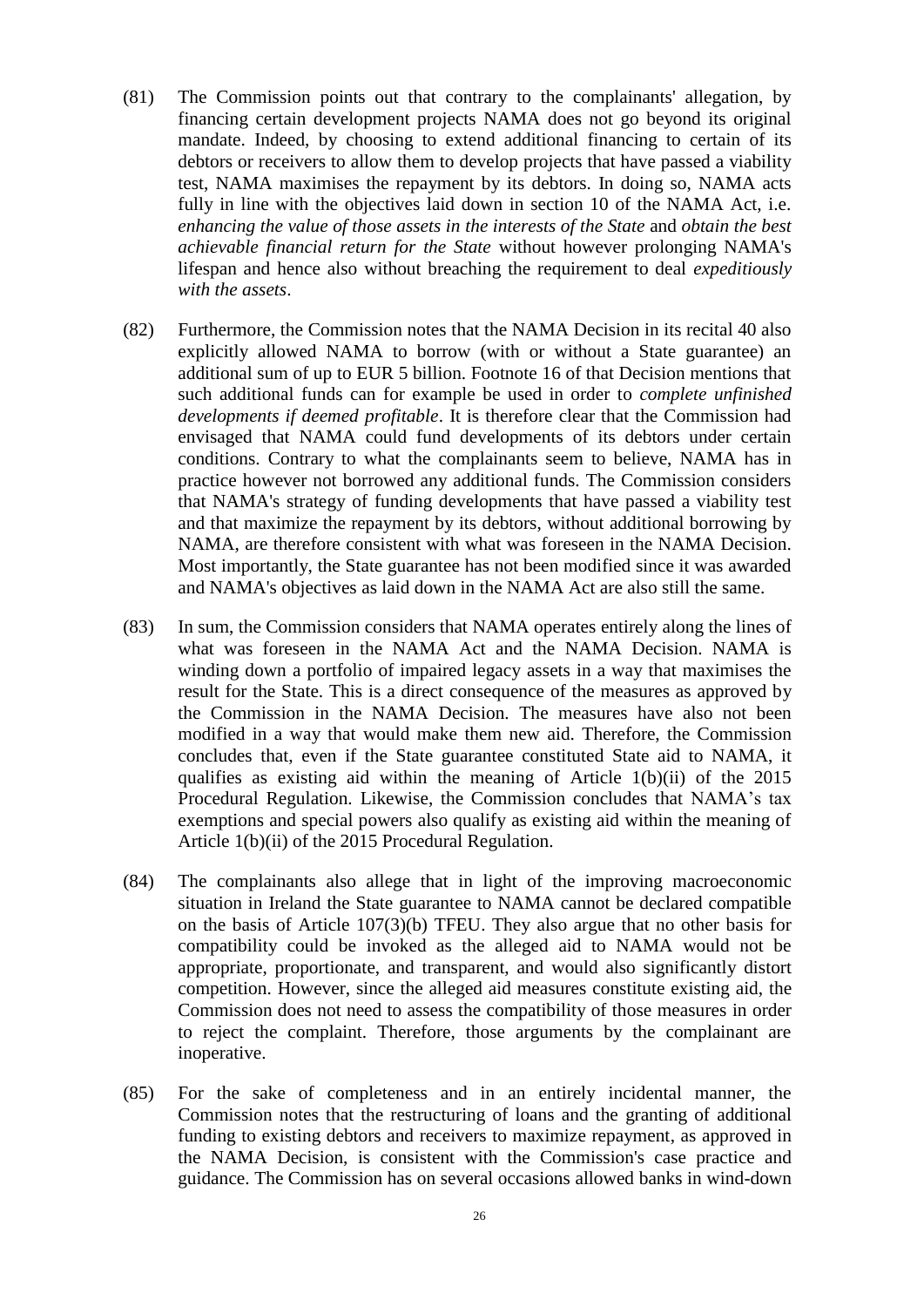(81) The Commission points out that contrary to the complainants' allegation, by financing certain development projects NAMA does not go beyond its original mandate. Indeed, by choosing to extend additional financing to certain of its debtors or receivers to allow them to develop projects that have passed a viability test, NAMA maximises the repayment by its debtors. In doing so, NAMA acts fully in line with the objectives laid down in section 10 of the NAMA Act, i.e. *enhancing the value of those assets in the interests of the State* and *obtain the best achievable financial return for the State* without however prolonging NAMA's lifespan and hence also without breaching the requirement to deal *expeditiously with the assets*.

(82) Furthermore, the Commission notes that the NAMA Decision in its recital 40 also explicitly allowed NAMA to borrow (with or without a State guarantee) an additional sum of up to EUR 5 billion. Footnote 16 of that Decision mentions that such additional funds can for example be used in order to *complete unfinished developments if deemed profitable*. It is therefore clear that the Commission had envisaged that NAMA could fund developments of its debtors under certain conditions. Contrary to what the complainants seem to believe, NAMA has in practice however not borrowed any additional funds. The Commission considers that NAMA's strategy of funding developments that have passed a viability test and that maximize the repayment by its debtors, without additional borrowing by NAMA, are therefore consistent with what was foreseen in the NAMA Decision. Most importantly, the State guarantee has not been modified since it was awarded and NAMA's objectives as laid down in the NAMA Act are also still the same.

(83) In sum, the Commission considers that NAMA operates entirely along the lines of what was foreseen in the NAMA Act and the NAMA Decision. NAMA is winding down a portfolio of impaired legacy assets in a way that maximises the result for the State. This is a direct consequence of the measures as approved by the Commission in the NAMA Decision. The measures have also not been modified in a way that would make them new aid. Therefore, the Commission concludes that, even if the State guarantee constituted State aid to NAMA, it qualifies as existing aid within the meaning of Article 1(b)(ii) of the 2015 Procedural Regulation. Likewise, the Commission concludes that NAMA's tax exemptions and special powers also qualify as existing aid within the meaning of Article 1(b)(ii) of the 2015 Procedural Regulation.

(84) The complainants also allege that in light of the improving macroeconomic situation in Ireland the State guarantee to NAMA cannot be declared compatible on the basis of Article 107(3)(b) TFEU. They also argue that no other basis for compatibility could be invoked as the alleged aid to NAMA would not be appropriate, proportionate, and transparent, and would also significantly distort competition. However, since the alleged aid measures constitute existing aid, the Commission does not need to assess the compatibility of those measures in order to reject the complaint. Therefore, those arguments by the complainant are inoperative.

(85) For the sake of completeness and in an entirely incidental manner, the Commission notes that the restructuring of loans and the granting of additional funding to existing debtors and receivers to maximize repayment, as approved in the NAMA Decision, is consistent with the Commission's case practice and guidance. The Commission has on several occasions allowed banks in wind-down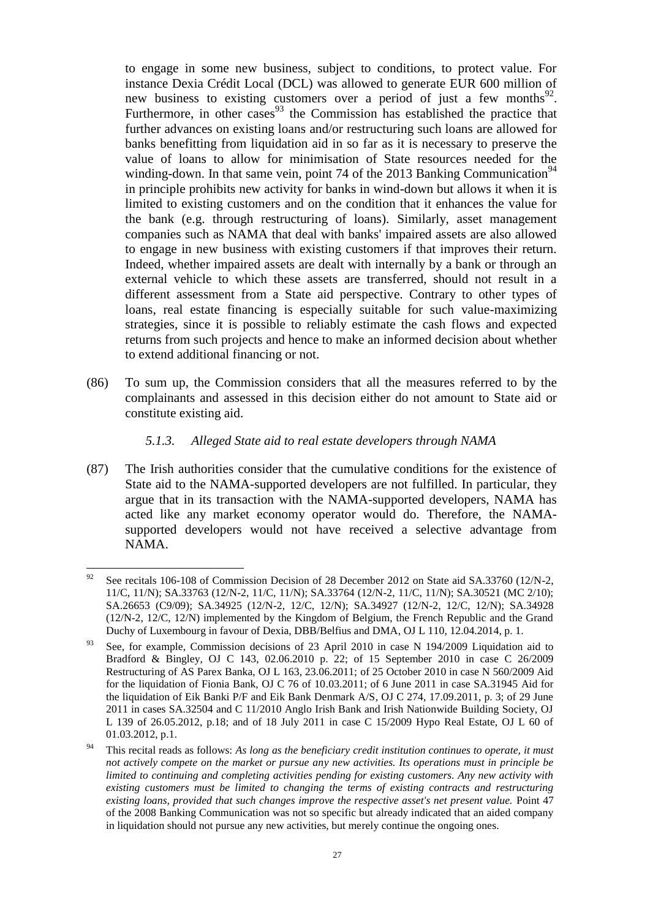to engage in some new business, subject to conditions, to protect value. For instance Dexia Crédit Local (DCL) was allowed to generate EUR 600 million of new business to existing customers over a period of just a few months[92]. Furthermore, in other cases[93] the Commission has established the practice that further advances on existing loans and/or restructuring such loans are allowed for banks benefitting from liquidation aid in so far as it is necessary to preserve the value of loans to allow for minimisation of State resources needed for the winding-down. In that same vein, point 74 of the 2013 Banking Communication[94] in principle prohibits new activity for banks in wind-down but allows it when it is limited to existing customers and on the condition that it enhances the value for the bank (e.g. through restructuring of loans). Similarly, asset management companies such as NAMA that deal with banks' impaired assets are also allowed to engage in new business with existing customers if that improves their return. Indeed, whether impaired assets are dealt with internally by a bank or through an external vehicle to which these assets are transferred, should not result in a different assessment from a State aid perspective. Contrary to other types of loans, real estate financing is especially suitable for such value-maximizing strategies, since it is possible to reliably estimate the cash flows and expected returns from such projects and hence to make an informed decision about whether to extend additional financing or not.

(86) To sum up, the Commission considers that all the measures referred to by the complainants and assessed in this decision either do not amount to State aid or constitute existing aid.

### *5.1.3. Alleged State aid to real estate developers through NAMA*

(87) The Irish authorities consider that the cumulative conditions for the existence of State aid to the NAMA-supported developers are not fulfilled. In particular, they argue that in its transaction with the NAMA-supported developers, NAMA has acted like any market economy operator would do. Therefore, the NAMA-supported developers would not have received a selective advantage from NAMA.

---

[92] See recitals 106-108 of Commission Decision of 28 December 2012 on State aid SA.33760 (12/N-2, 11/C, 11/N); SA.33763 (12/N-2, 11/C, 11/N); SA.33764 (12/N-2, 11/C, 11/N); SA.30521 (MC 2/10); SA.26653 (C9/09); SA.34925 (12/N-2, 12/C, 12/N); SA.34927 (12/N-2, 12/C, 12/N); SA.34928 (12/N-2, 12/C, 12/N) implemented by the Kingdom of Belgium, the French Republic and the Grand Duchy of Luxembourg in favour of Dexia, DBB/Belfius and DMA, OJ L 110, 12.04.2014, p. 1.

[93] See, for example, Commission decisions of 23 April 2010 in case N 194/2009 Liquidation aid to Bradford & Bingley, OJ C 143, 02.06.2010 p. 22; of 15 September 2010 in case C 26/2009 Restructuring of AS Parex Banka, OJ L 163, 23.06.2011; of 25 October 2010 in case N 560/2009 Aid for the liquidation of Fionia Bank, OJ C 76 of 10.03.2011; of 6 June 2011 in case SA.31945 Aid for the liquidation of Eik Banki P/F and Eik Bank Denmark A/S, OJ C 274, 17.09.2011, p. 3; of 29 June 2011 in cases SA.32504 and C 11/2010 Anglo Irish Bank and Irish Nationwide Building Society, OJ L 139 of 26.05.2012, p.18; and of 18 July 2011 in case C 15/2009 Hypo Real Estate, OJ L 60 of 01.03.2012, p.1.

[94] This recital reads as follows: *As long as the beneficiary credit institution continues to operate, it must not actively compete on the market or pursue any new activities. Its operations must in principle be limited to continuing and completing activities pending for existing customers. Any new activity with existing customers must be limited to changing the terms of existing contracts and restructuring existing loans, provided that such changes improve the respective asset's net present value.* Point 47 of the 2008 Banking Communication was not so specific but already indicated that an aided company in liquidation should not pursue any new activities, but merely continue the ongoing ones.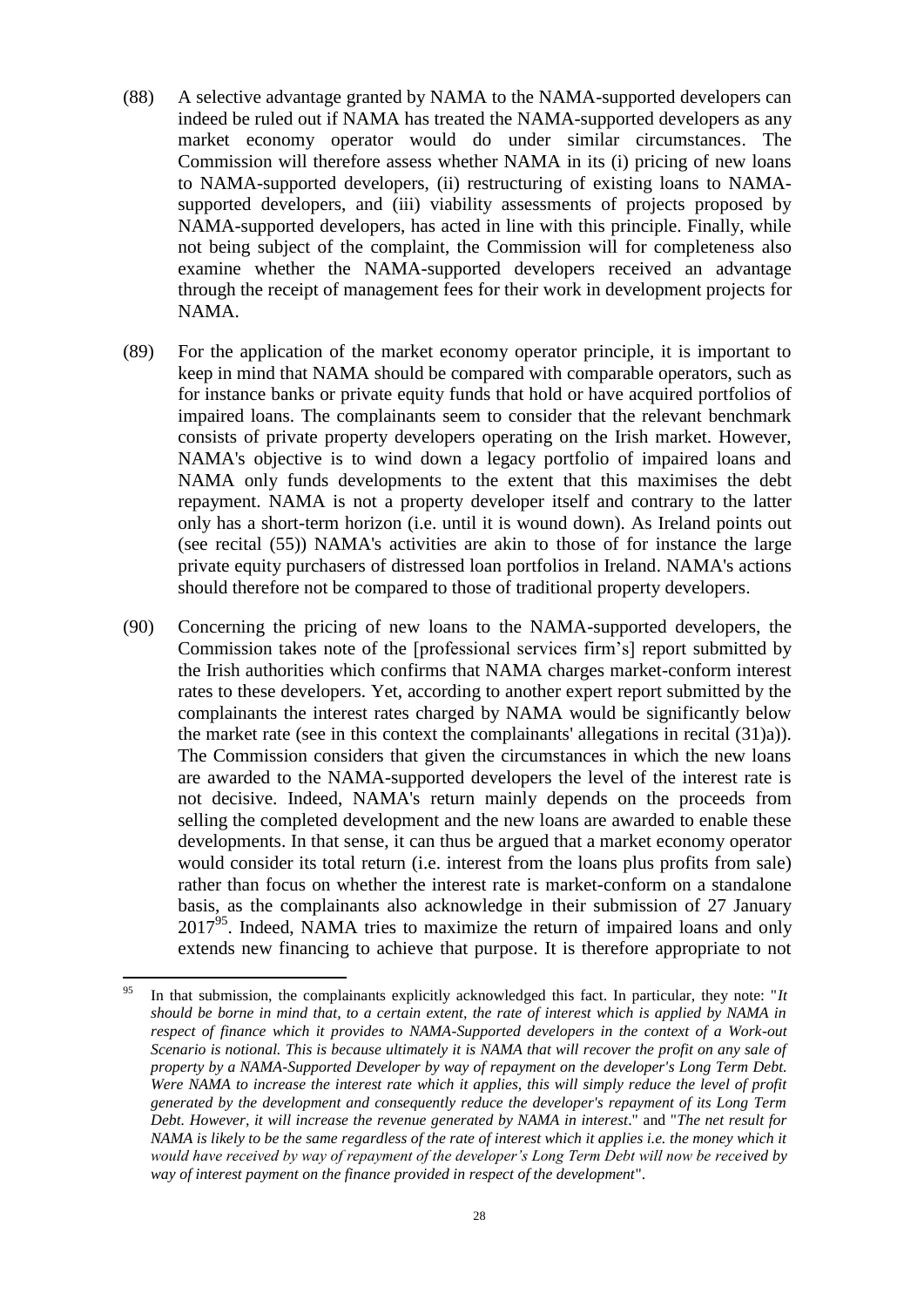(88) A selective advantage granted by NAMA to the NAMA-supported developers can indeed be ruled out if NAMA has treated the NAMA-supported developers as any market economy operator would do under similar circumstances. The Commission will therefore assess whether NAMA in its (i) pricing of new loans to NAMA-supported developers, (ii) restructuring of existing loans to NAMA-supported developers, and (iii) viability assessments of projects proposed by NAMA-supported developers, has acted in line with this principle. Finally, while not being subject of the complaint, the Commission will for completeness also examine whether the NAMA-supported developers received an advantage through the receipt of management fees for their work in development projects for NAMA.

(89) For the application of the market economy operator principle, it is important to keep in mind that NAMA should be compared with comparable operators, such as for instance banks or private equity funds that hold or have acquired portfolios of impaired loans. The complainants seem to consider that the relevant benchmark consists of private property developers operating on the Irish market. However, NAMA's objective is to wind down a legacy portfolio of impaired loans and NAMA only funds developments to the extent that this maximises the debt repayment. NAMA is not a property developer itself and contrary to the latter only has a short-term horizon (i.e. until it is wound down). As Ireland points out (see recital (55)) NAMA's activities are akin to those of for instance the large private equity purchasers of distressed loan portfolios in Ireland. NAMA's actions should therefore not be compared to those of traditional property developers.

(90) Concerning the pricing of new loans to the NAMA-supported developers, the Commission takes note of the [professional services firm's] report submitted by the Irish authorities which confirms that NAMA charges market-conform interest rates to these developers. Yet, according to another expert report submitted by the complainants the interest rates charged by NAMA would be significantly below the market rate (see in this context the complainants' allegations in recital (31)a)). The Commission considers that given the circumstances in which the new loans are awarded to the NAMA-supported developers the level of the interest rate is not decisive. Indeed, NAMA's return mainly depends on the proceeds from selling the completed development and the new loans are awarded to enable these developments. In that sense, it can thus be argued that a market economy operator would consider its total return (i.e. interest from the loans plus profits from sale) rather than focus on whether the interest rate is market-conform on a standalone basis, as the complainants also acknowledge in their submission of 27 January 2017[95]. Indeed, NAMA tries to maximize the return of impaired loans and only extends new financing to achieve that purpose. It is therefore appropriate to not

---

[95] In that submission, the complainants explicitly acknowledged this fact. In particular, they note: "*It should be borne in mind that, to a certain extent, the rate of interest which is applied by NAMA in respect of finance which it provides to NAMA-Supported developers in the context of a Work-out Scenario is notional. This is because ultimately it is NAMA that will recover the profit on any sale of property by a NAMA-Supported Developer by way of repayment on the developer's Long Term Debt. Were NAMA to increase the interest rate which it applies, this will simply reduce the level of profit generated by the development and consequently reduce the developer's repayment of its Long Term Debt. However, it will increase the revenue generated by NAMA in interest*." and "*The net result for NAMA is likely to be the same regardless of the rate of interest which it applies i.e. the money which it would have received by way of repayment of the developer's Long Term Debt will now be received by way of interest payment on the finance provided in respect of the development*".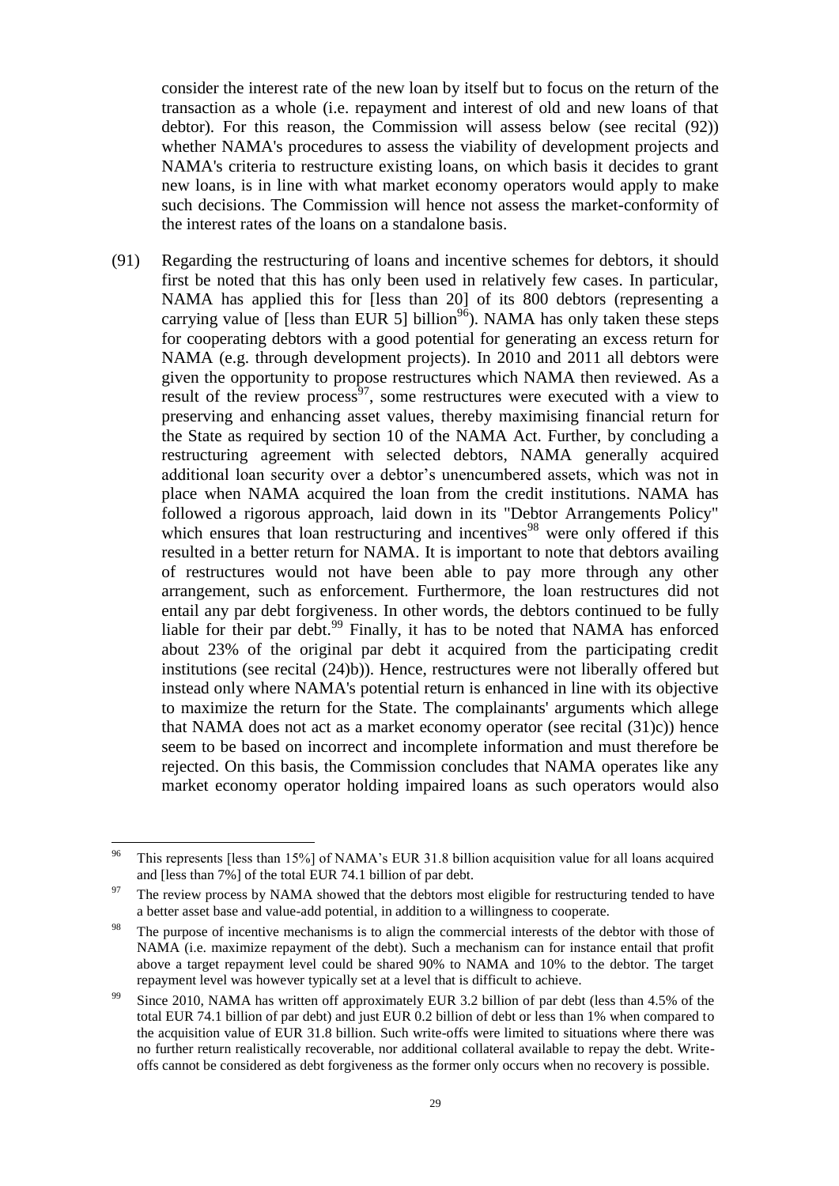consider the interest rate of the new loan by itself but to focus on the return of the transaction as a whole (i.e. repayment and interest of old and new loans of that debtor). For this reason, the Commission will assess below (see recital (92)) whether NAMA's procedures to assess the viability of development projects and NAMA's criteria to restructure existing loans, on which basis it decides to grant new loans, is in line with what market economy operators would apply to make such decisions. The Commission will hence not assess the market-conformity of the interest rates of the loans on a standalone basis.

(91) Regarding the restructuring of loans and incentive schemes for debtors, it should first be noted that this has only been used in relatively few cases. In particular, NAMA has applied this for [less than 20] of its 800 debtors (representing a carrying value of [less than EUR 5] billion[96]). NAMA has only taken these steps for cooperating debtors with a good potential for generating an excess return for NAMA (e.g. through development projects). In 2010 and 2011 all debtors were given the opportunity to propose restructures which NAMA then reviewed. As a result of the review process[97], some restructures were executed with a view to preserving and enhancing asset values, thereby maximising financial return for the State as required by section 10 of the NAMA Act. Further, by concluding a restructuring agreement with selected debtors, NAMA generally acquired additional loan security over a debtor's unencumbered assets, which was not in place when NAMA acquired the loan from the credit institutions. NAMA has followed a rigorous approach, laid down in its "Debtor Arrangements Policy" which ensures that loan restructuring and incentives[98] were only offered if this resulted in a better return for NAMA. It is important to note that debtors availing of restructures would not have been able to pay more through any other arrangement, such as enforcement. Furthermore, the loan restructures did not entail any par debt forgiveness. In other words, the debtors continued to be fully liable for their par debt.[99] Finally, it has to be noted that NAMA has enforced about 23% of the original par debt it acquired from the participating credit institutions (see recital (24)b)). Hence, restructures were not liberally offered but instead only where NAMA's potential return is enhanced in line with its objective to maximize the return for the State. The complainants' arguments which allege that NAMA does not act as a market economy operator (see recital (31)c)) hence seem to be based on incorrect and incomplete information and must therefore be rejected. On this basis, the Commission concludes that NAMA operates like any market economy operator holding impaired loans as such operators would also

---

[96] This represents [less than 15%] of NAMA's EUR 31.8 billion acquisition value for all loans acquired and [less than 7%] of the total EUR 74.1 billion of par debt.

[97] The review process by NAMA showed that the debtors most eligible for restructuring tended to have a better asset base and value-add potential, in addition to a willingness to cooperate.

[98] The purpose of incentive mechanisms is to align the commercial interests of the debtor with those of NAMA (i.e. maximize repayment of the debt). Such a mechanism can for instance entail that profit above a target repayment level could be shared 90% to NAMA and 10% to the debtor. The target repayment level was however typically set at a level that is difficult to achieve.

[99] Since 2010, NAMA has written off approximately EUR 3.2 billion of par debt (less than 4.5% of the total EUR 74.1 billion of par debt) and just EUR 0.2 billion of debt or less than 1% when compared to the acquisition value of EUR 31.8 billion. Such write-offs were limited to situations where there was no further return realistically recoverable, nor additional collateral available to repay the debt. Write-offs cannot be considered as debt forgiveness as the former only occurs when no recovery is possible.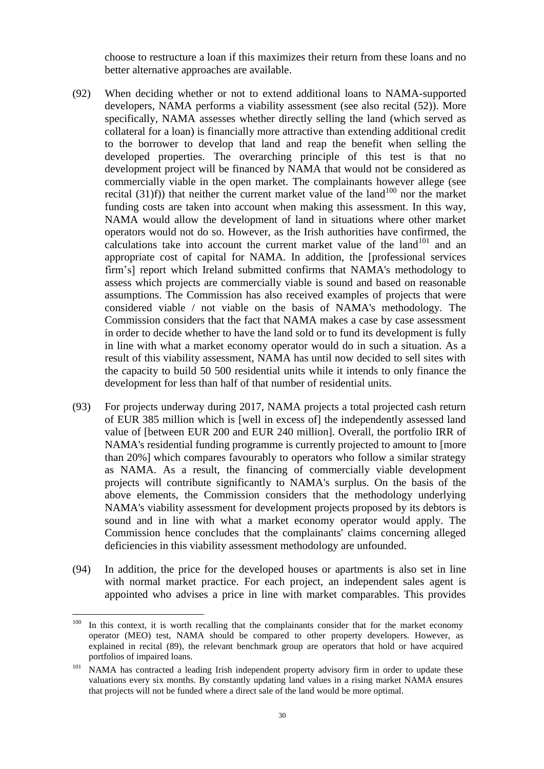choose to restructure a loan if this maximizes their return from these loans and no better alternative approaches are available.

(92) When deciding whether or not to extend additional loans to NAMA-supported developers, NAMA performs a viability assessment (see also recital (52)). More specifically, NAMA assesses whether directly selling the land (which served as collateral for a loan) is financially more attractive than extending additional credit to the borrower to develop that land and reap the benefit when selling the developed properties. The overarching principle of this test is that no development project will be financed by NAMA that would not be considered as commercially viable in the open market. The complainants however allege (see recital (31)f)) that neither the current market value of the land[100] nor the market funding costs are taken into account when making this assessment. In this way, NAMA would allow the development of land in situations where other market operators would not do so. However, as the Irish authorities have confirmed, the calculations take into account the current market value of the land[101] and an appropriate cost of capital for NAMA. In addition, the [professional services firm's] report which Ireland submitted confirms that NAMA's methodology to assess which projects are commercially viable is sound and based on reasonable assumptions. The Commission has also received examples of projects that were considered viable / not viable on the basis of NAMA's methodology. The Commission considers that the fact that NAMA makes a case by case assessment in order to decide whether to have the land sold or to fund its development is fully in line with what a market economy operator would do in such a situation. As a result of this viability assessment, NAMA has until now decided to sell sites with the capacity to build 50 500 residential units while it intends to only finance the development for less than half of that number of residential units.

(93) For projects underway during 2017, NAMA projects a total projected cash return of EUR 385 million which is [well in excess of] the independently assessed land value of [between EUR 200 and EUR 240 million]. Overall, the portfolio IRR of NAMA's residential funding programme is currently projected to amount to [more than 20%] which compares favourably to operators who follow a similar strategy as NAMA. As a result, the financing of commercially viable development projects will contribute significantly to NAMA's surplus. On the basis of the above elements, the Commission considers that the methodology underlying NAMA's viability assessment for development projects proposed by its debtors is sound and in line with what a market economy operator would apply. The Commission hence concludes that the complainants' claims concerning alleged deficiencies in this viability assessment methodology are unfounded.

(94) In addition, the price for the developed houses or apartments is also set in line with normal market practice. For each project, an independent sales agent is appointed who advises a price in line with market comparables. This provides

---

[100] In this context, it is worth recalling that the complainants consider that for the market economy operator (MEO) test, NAMA should be compared to other property developers. However, as explained in recital (89), the relevant benchmark group are operators that hold or have acquired portfolios of impaired loans.

[101] NAMA has contracted a leading Irish independent property advisory firm in order to update these valuations every six months. By constantly updating land values in a rising market NAMA ensures that projects will not be funded where a direct sale of the land would be more optimal.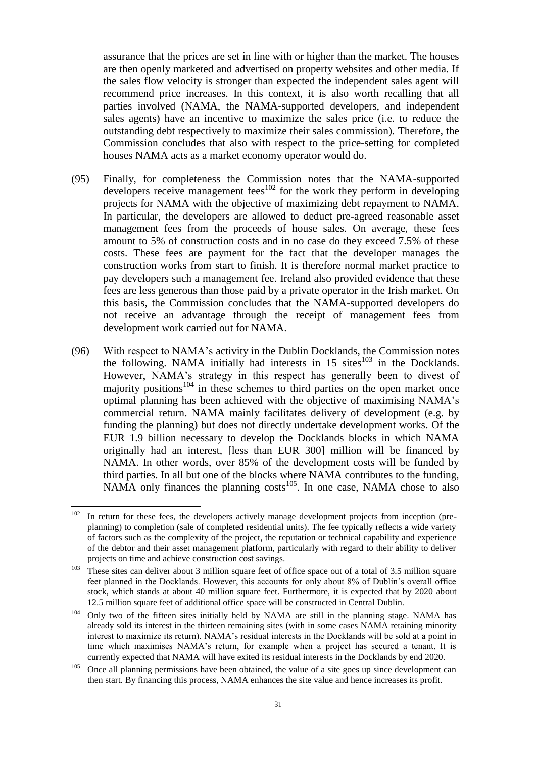assurance that the prices are set in line with or higher than the market. The houses are then openly marketed and advertised on property websites and other media. If the sales flow velocity is stronger than expected the independent sales agent will recommend price increases. In this context, it is also worth recalling that all parties involved (NAMA, the NAMA-supported developers, and independent sales agents) have an incentive to maximize the sales price (i.e. to reduce the outstanding debt respectively to maximize their sales commission). Therefore, the Commission concludes that also with respect to the price-setting for completed houses NAMA acts as a market economy operator would do.

(95) Finally, for completeness the Commission notes that the NAMA-supported developers receive management fees[102] for the work they perform in developing projects for NAMA with the objective of maximizing debt repayment to NAMA. In particular, the developers are allowed to deduct pre-agreed reasonable asset management fees from the proceeds of house sales. On average, these fees amount to 5% of construction costs and in no case do they exceed 7.5% of these costs. These fees are payment for the fact that the developer manages the construction works from start to finish. It is therefore normal market practice to pay developers such a management fee. Ireland also provided evidence that these fees are less generous than those paid by a private operator in the Irish market. On this basis, the Commission concludes that the NAMA-supported developers do not receive an advantage through the receipt of management fees from development work carried out for NAMA.

(96) With respect to NAMA's activity in the Dublin Docklands, the Commission notes the following. NAMA initially had interests in 15 sites[103] in the Docklands. However, NAMA's strategy in this respect has generally been to divest of majority positions[104] in these schemes to third parties on the open market once optimal planning has been achieved with the objective of maximising NAMA's commercial return. NAMA mainly facilitates delivery of development (e.g. by funding the planning) but does not directly undertake development works. Of the EUR 1.9 billion necessary to develop the Docklands blocks in which NAMA originally had an interest, [less than EUR 300] million will be financed by NAMA. In other words, over 85% of the development costs will be funded by third parties. In all but one of the blocks where NAMA contributes to the funding, NAMA only finances the planning costs[105]. In one case, NAMA chose to also

---

[102] In return for these fees, the developers actively manage development projects from inception (pre-planning) to completion (sale of completed residential units). The fee typically reflects a wide variety of factors such as the complexity of the project, the reputation or technical capability and experience of the debtor and their asset management platform, particularly with regard to their ability to deliver projects on time and achieve construction cost savings.

[103] These sites can deliver about 3 million square feet of office space out of a total of 3.5 million square feet planned in the Docklands. However, this accounts for only about 8% of Dublin's overall office stock, which stands at about 40 million square feet. Furthermore, it is expected that by 2020 about 12.5 million square feet of additional office space will be constructed in Central Dublin.

[104] Only two of the fifteen sites initially held by NAMA are still in the planning stage. NAMA has already sold its interest in the thirteen remaining sites (with in some cases NAMA retaining minority interest to maximize its return). NAMA's residual interests in the Docklands will be sold at a point in time which maximises NAMA's return, for example when a project has secured a tenant. It is currently expected that NAMA will have exited its residual interests in the Docklands by end 2020.

[105] Once all planning permissions have been obtained, the value of a site goes up since development can then start. By financing this process, NAMA enhances the site value and hence increases its profit.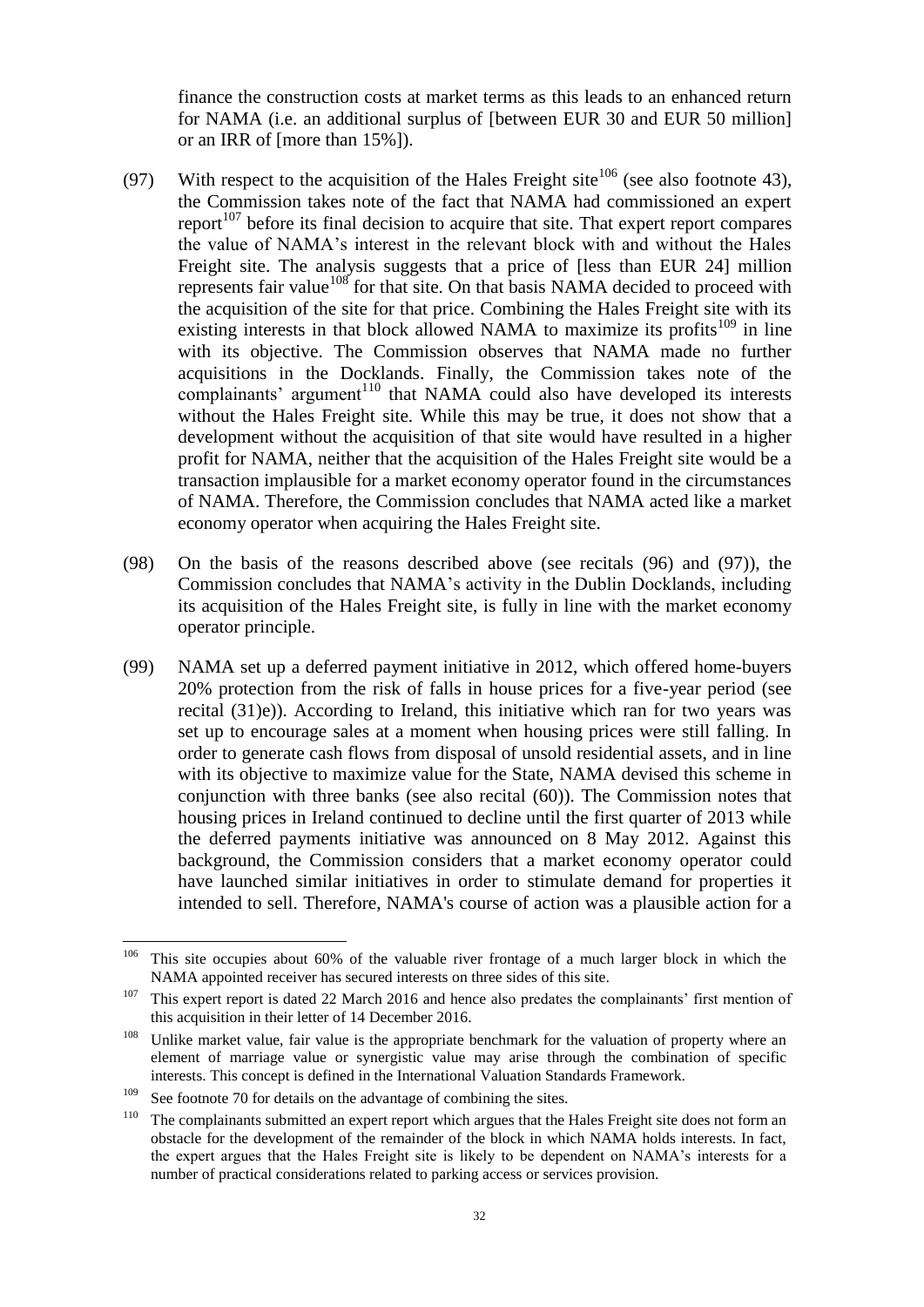finance the construction costs at market terms as this leads to an enhanced return for NAMA (i.e. an additional surplus of [between EUR 30 and EUR 50 million] or an IRR of [more than 15%]).

(97) With respect to the acquisition of the Hales Freight site[106] (see also footnote 43), the Commission takes note of the fact that NAMA had commissioned an expert report[107] before its final decision to acquire that site. That expert report compares the value of NAMA's interest in the relevant block with and without the Hales Freight site. The analysis suggests that a price of [less than EUR 24] million represents fair value[108] for that site. On that basis NAMA decided to proceed with the acquisition of the site for that price. Combining the Hales Freight site with its existing interests in that block allowed NAMA to maximize its profits[109] in line with its objective. The Commission observes that NAMA made no further acquisitions in the Docklands. Finally, the Commission takes note of the complainants' argument[110] that NAMA could also have developed its interests without the Hales Freight site. While this may be true, it does not show that a development without the acquisition of that site would have resulted in a higher profit for NAMA, neither that the acquisition of the Hales Freight site would be a transaction implausible for a market economy operator found in the circumstances of NAMA. Therefore, the Commission concludes that NAMA acted like a market economy operator when acquiring the Hales Freight site.

(98) On the basis of the reasons described above (see recitals (96) and (97)), the Commission concludes that NAMA's activity in the Dublin Docklands, including its acquisition of the Hales Freight site, is fully in line with the market economy operator principle.

(99) NAMA set up a deferred payment initiative in 2012, which offered home-buyers 20% protection from the risk of falls in house prices for a five-year period (see recital (31)e)). According to Ireland, this initiative which ran for two years was set up to encourage sales at a moment when housing prices were still falling. In order to generate cash flows from disposal of unsold residential assets, and in line with its objective to maximize value for the State, NAMA devised this scheme in conjunction with three banks (see also recital (60)). The Commission notes that housing prices in Ireland continued to decline until the first quarter of 2013 while the deferred payments initiative was announced on 8 May 2012. Against this background, the Commission considers that a market economy operator could have launched similar initiatives in order to stimulate demand for properties it intended to sell. Therefore, NAMA's course of action was a plausible action for a

---

[106] This site occupies about 60% of the valuable river frontage of a much larger block in which the NAMA appointed receiver has secured interests on three sides of this site.

[107] This expert report is dated 22 March 2016 and hence also predates the complainants' first mention of this acquisition in their letter of 14 December 2016.

[108] Unlike market value, fair value is the appropriate benchmark for the valuation of property where an element of marriage value or synergistic value may arise through the combination of specific interests. This concept is defined in the International Valuation Standards Framework.

[109] See footnote 70 for details on the advantage of combining the sites.

[110] The complainants submitted an expert report which argues that the Hales Freight site does not form an obstacle for the development of the remainder of the block in which NAMA holds interests. In fact, the expert argues that the Hales Freight site is likely to be dependent on NAMA's interests for a number of practical considerations related to parking access or services provision.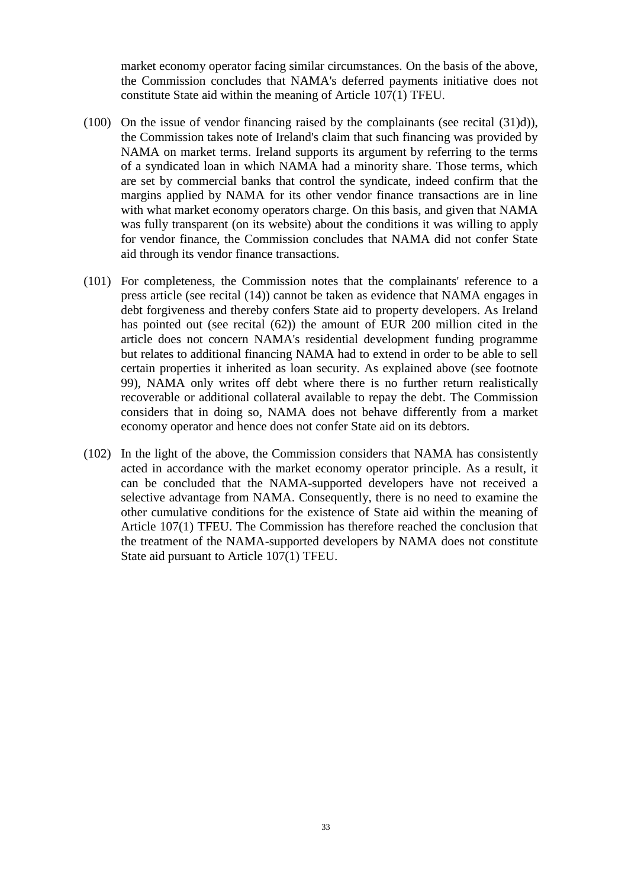market economy operator facing similar circumstances. On the basis of the above, the Commission concludes that NAMA's deferred payments initiative does not constitute State aid within the meaning of Article 107(1) TFEU.

(100) On the issue of vendor financing raised by the complainants (see recital (31)d)), the Commission takes note of Ireland's claim that such financing was provided by NAMA on market terms. Ireland supports its argument by referring to the terms of a syndicated loan in which NAMA had a minority share. Those terms, which are set by commercial banks that control the syndicate, indeed confirm that the margins applied by NAMA for its other vendor finance transactions are in line with what market economy operators charge. On this basis, and given that NAMA was fully transparent (on its website) about the conditions it was willing to apply for vendor finance, the Commission concludes that NAMA did not confer State aid through its vendor finance transactions.

(101) For completeness, the Commission notes that the complainants' reference to a press article (see recital (14)) cannot be taken as evidence that NAMA engages in debt forgiveness and thereby confers State aid to property developers. As Ireland has pointed out (see recital (62)) the amount of EUR 200 million cited in the article does not concern NAMA's residential development funding programme but relates to additional financing NAMA had to extend in order to be able to sell certain properties it inherited as loan security. As explained above (see footnote 99), NAMA only writes off debt where there is no further return realistically recoverable or additional collateral available to repay the debt. The Commission considers that in doing so, NAMA does not behave differently from a market economy operator and hence does not confer State aid on its debtors.

(102) In the light of the above, the Commission considers that NAMA has consistently acted in accordance with the market economy operator principle. As a result, it can be concluded that the NAMA-supported developers have not received a selective advantage from NAMA. Consequently, there is no need to examine the other cumulative conditions for the existence of State aid within the meaning of Article 107(1) TFEU. The Commission has therefore reached the conclusion that the treatment of the NAMA-supported developers by NAMA does not constitute State aid pursuant to Article 107(1) TFEU.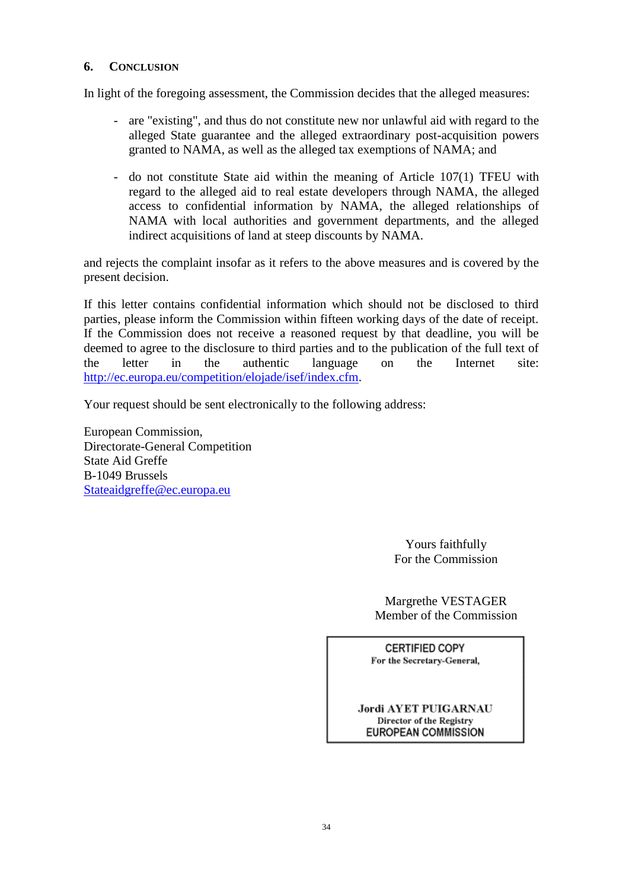## 6. CONCLUSION

In light of the foregoing assessment, the Commission decides that the alleged measures:

- are "existing", and thus do not constitute new nor unlawful aid with regard to the alleged State guarantee and the alleged extraordinary post-acquisition powers granted to NAMA, as well as the alleged tax exemptions of NAMA; and
- do not constitute State aid within the meaning of Article 107(1) TFEU with regard to the alleged aid to real estate developers through NAMA, the alleged access to confidential information by NAMA, the alleged relationships of NAMA with local authorities and government departments, and the alleged indirect acquisitions of land at steep discounts by NAMA.

and rejects the complaint insofar as it refers to the above measures and is covered by the present decision.

If this letter contains confidential information which should not be disclosed to third parties, please inform the Commission within fifteen working days of the date of receipt. If the Commission does not receive a reasoned request by that deadline, you will be deemed to agree to the disclosure to third parties and to the publication of the full text of the letter in the authentic language on the Internet site: http://ec.europa.eu/competition/elojade/isef/index.cfm.

Your request should be sent electronically to the following address:

European Commission,
Directorate-General Competition
State Aid Greffe
B-1049 Brussels
Stateaidgreffe@ec.europa.eu

Yours faithfully
For the Commission

Margrethe VESTAGER
Member of the Commission

CERTIFIED COPY
For the Secretary-General,

Jordi AYET PUIGARNAU
Director of the Registry
EUROPEAN COMMISSION